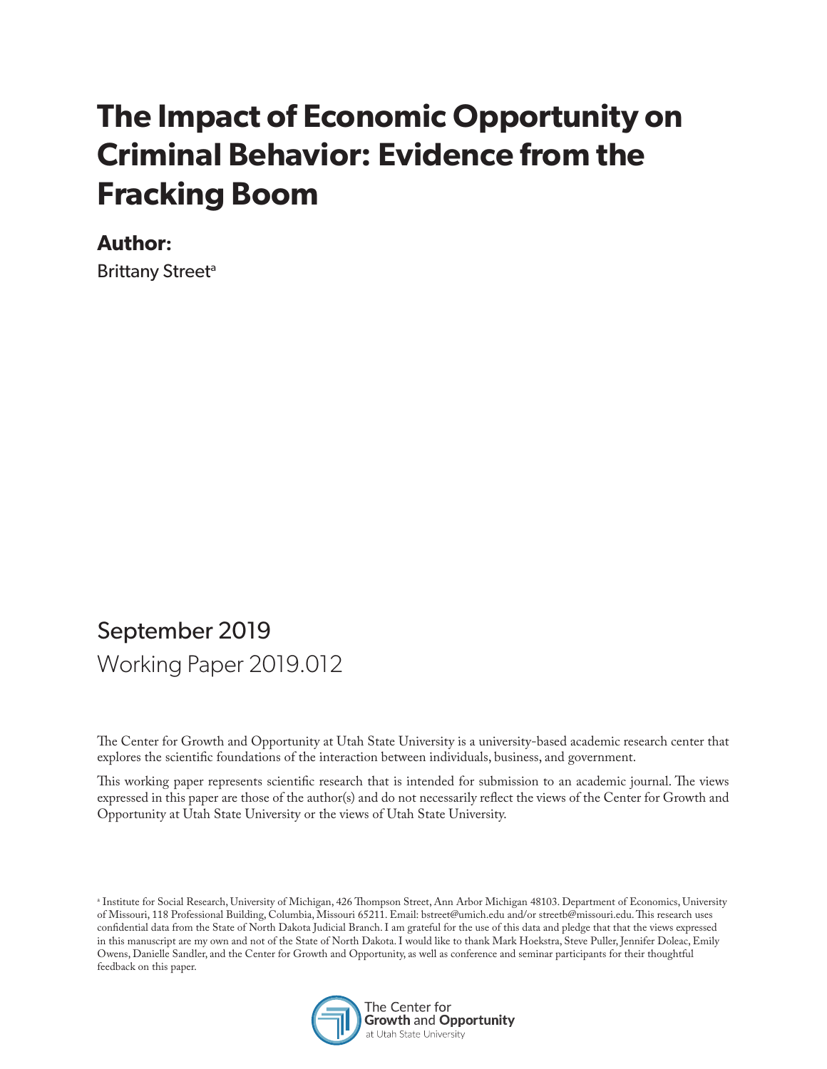# The Impact of Economic Opportunity on Criminal Behavior: Evidence from the Fracking Boom

**Author:**

Brittany Street[a]

September 2019

Working Paper 2019.012

The Center for Growth and Opportunity at Utah State University is a university-based academic research center that explores the scientific foundations of the interaction between individuals, business, and government.

This working paper represents scientific research that is intended for submission to an academic journal. The views expressed in this paper are those of the author(s) and do not necessarily reflect the views of the Center for Growth and Opportunity at Utah State University or the views of Utah State University.

[a] Institute for Social Research, University of Michigan, 426 Thompson Street, Ann Arbor Michigan 48103. Department of Economics, University of Missouri, 118 Professional Building, Columbia, Missouri 65211. Email: bstreet@umich.edu and/or streetb@missouri.edu. This research uses confidential data from the State of North Dakota Judicial Branch. I am grateful for the use of this data and pledge that that the views expressed in this manuscript are my own and not of the State of North Dakota. I would like to thank Mark Hoekstra, Steve Puller, Jennifer Doleac, Emily Owens, Danielle Sandler, and the Center for Growth and Opportunity, as well as conference and seminar participants for their thoughtful feedback on this paper.

The Center for Growth and Opportunity at Utah State University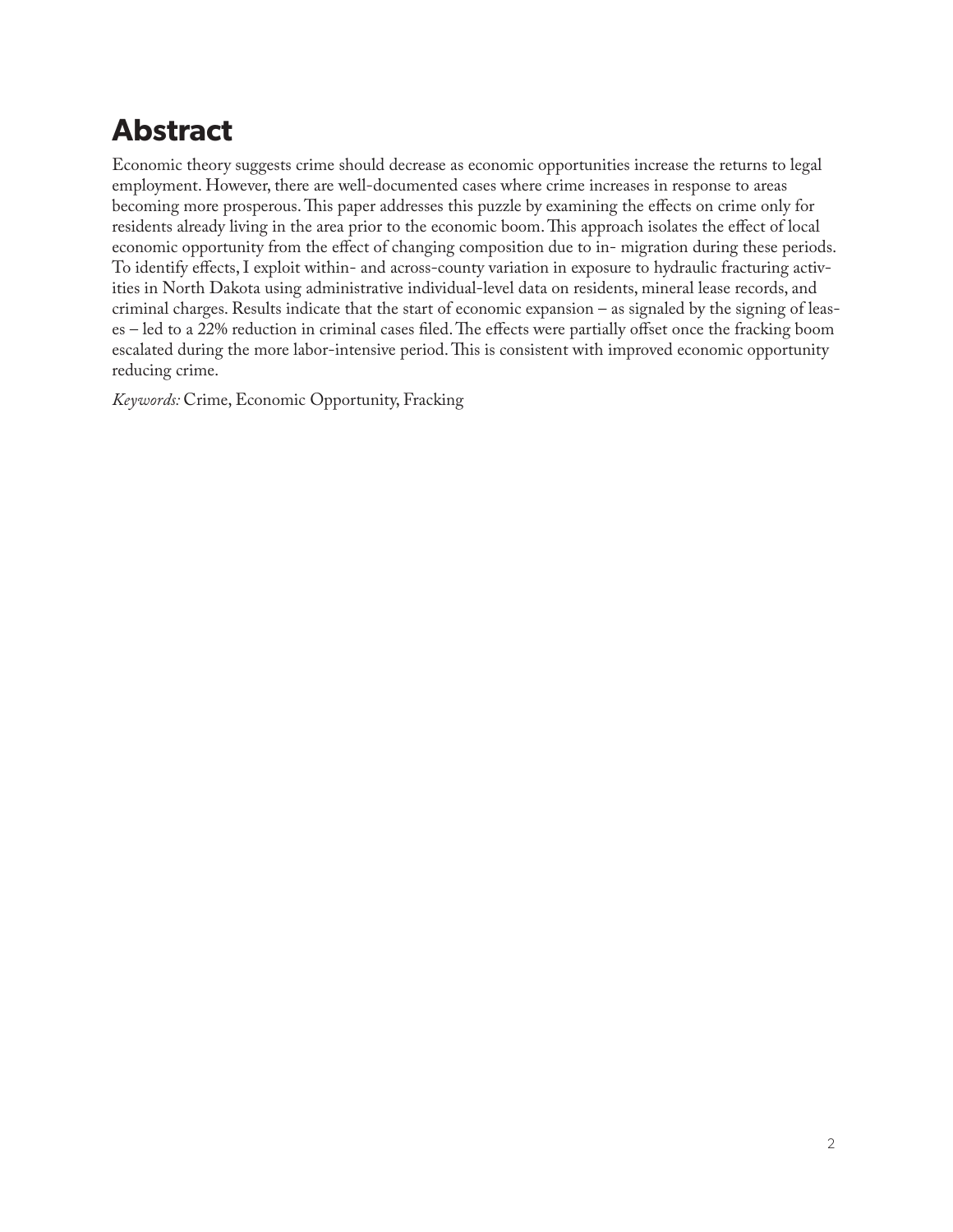# Abstract

Economic theory suggests crime should decrease as economic opportunities increase the returns to legal employment. However, there are well-documented cases where crime increases in response to areas becoming more prosperous. This paper addresses this puzzle by examining the effects on crime only for residents already living in the area prior to the economic boom. This approach isolates the effect of local economic opportunity from the effect of changing composition due to in- migration during these periods. To identify effects, I exploit within- and across-county variation in exposure to hydraulic fracturing activities in North Dakota using administrative individual-level data on residents, mineral lease records, and criminal charges. Results indicate that the start of economic expansion – as signaled by the signing of leases – led to a 22% reduction in criminal cases filed. The effects were partially offset once the fracking boom escalated during the more labor-intensive period. This is consistent with improved economic opportunity reducing crime.

*Keywords:* Crime, Economic Opportunity, Fracking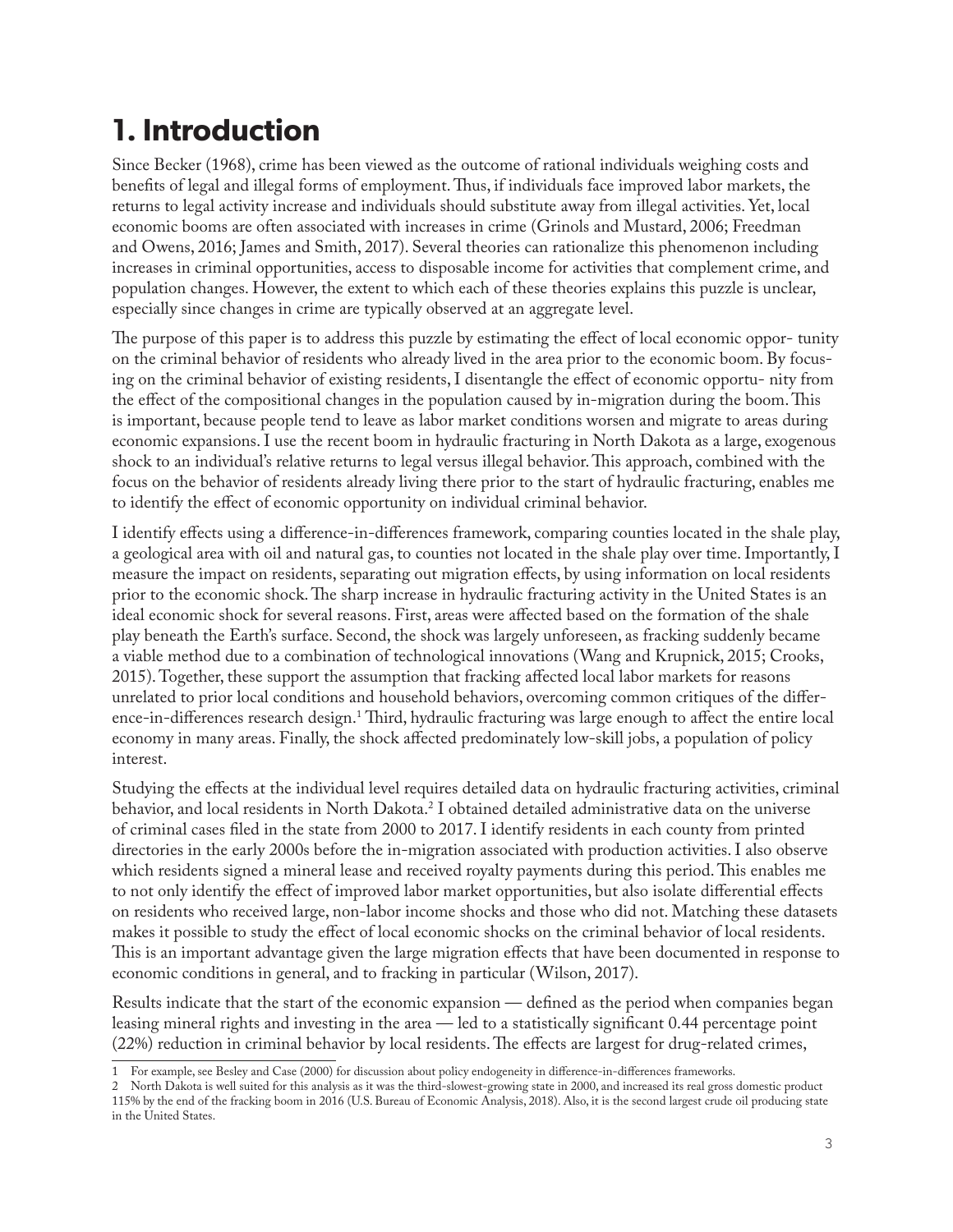# 1. Introduction

Since Becker (1968), crime has been viewed as the outcome of rational individuals weighing costs and benefits of legal and illegal forms of employment. Thus, if individuals face improved labor markets, the returns to legal activity increase and individuals should substitute away from illegal activities. Yet, local economic booms are often associated with increases in crime (Grinols and Mustard, 2006; Freedman and Owens, 2016; James and Smith, 2017). Several theories can rationalize this phenomenon including increases in criminal opportunities, access to disposable income for activities that complement crime, and population changes. However, the extent to which each of these theories explains this puzzle is unclear, especially since changes in crime are typically observed at an aggregate level.

The purpose of this paper is to address this puzzle by estimating the effect of local economic oppor- tunity on the criminal behavior of residents who already lived in the area prior to the economic boom. By focusing on the criminal behavior of existing residents, I disentangle the effect of economic opportu- nity from the effect of the compositional changes in the population caused by in-migration during the boom. This is important, because people tend to leave as labor market conditions worsen and migrate to areas during economic expansions. I use the recent boom in hydraulic fracturing in North Dakota as a large, exogenous shock to an individual's relative returns to legal versus illegal behavior. This approach, combined with the focus on the behavior of residents already living there prior to the start of hydraulic fracturing, enables me to identify the effect of economic opportunity on individual criminal behavior.

I identify effects using a difference-in-differences framework, comparing counties located in the shale play, a geological area with oil and natural gas, to counties not located in the shale play over time. Importantly, I measure the impact on residents, separating out migration effects, by using information on local residents prior to the economic shock. The sharp increase in hydraulic fracturing activity in the United States is an ideal economic shock for several reasons. First, areas were affected based on the formation of the shale play beneath the Earth's surface. Second, the shock was largely unforeseen, as fracking suddenly became a viable method due to a combination of technological innovations (Wang and Krupnick, 2015; Crooks, 2015). Together, these support the assumption that fracking affected local labor markets for reasons unrelated to prior local conditions and household behaviors, overcoming common critiques of the difference-in-differences research design.[1] Third, hydraulic fracturing was large enough to affect the entire local economy in many areas. Finally, the shock affected predominately low-skill jobs, a population of policy interest.

Studying the effects at the individual level requires detailed data on hydraulic fracturing activities, criminal behavior, and local residents in North Dakota.[2] I obtained detailed administrative data on the universe of criminal cases filed in the state from 2000 to 2017. I identify residents in each county from printed directories in the early 2000s before the in-migration associated with production activities. I also observe which residents signed a mineral lease and received royalty payments during this period. This enables me to not only identify the effect of improved labor market opportunities, but also isolate differential effects on residents who received large, non-labor income shocks and those who did not. Matching these datasets makes it possible to study the effect of local economic shocks on the criminal behavior of local residents. This is an important advantage given the large migration effects that have been documented in response to economic conditions in general, and to fracking in particular (Wilson, 2017).

Results indicate that the start of the economic expansion — defined as the period when companies began leasing mineral rights and investing in the area — led to a statistically significant 0.44 percentage point (22%) reduction in criminal behavior by local residents. The effects are largest for drug-related crimes,

---

1 For example, see Besley and Case (2000) for discussion about policy endogeneity in difference-in-differences frameworks.

2 North Dakota is well suited for this analysis as it was the third-slowest-growing state in 2000, and increased its real gross domestic product 115% by the end of the fracking boom in 2016 (U.S. Bureau of Economic Analysis, 2018). Also, it is the second largest crude oil producing state in the United States.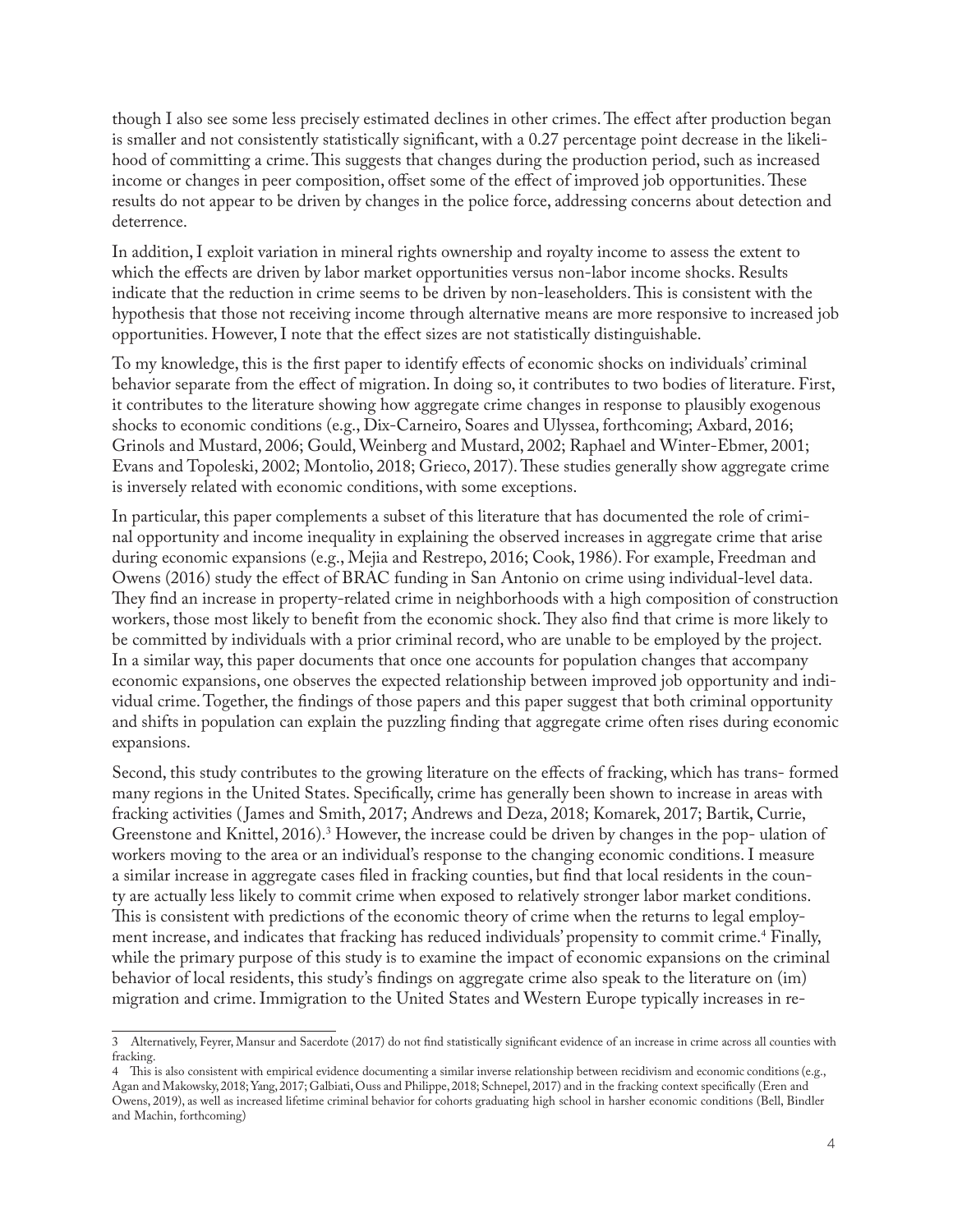though I also see some less precisely estimated declines in other crimes. The effect after production began is smaller and not consistently statistically significant, with a 0.27 percentage point decrease in the likelihood of committing a crime. This suggests that changes during the production period, such as increased income or changes in peer composition, offset some of the effect of improved job opportunities. These results do not appear to be driven by changes in the police force, addressing concerns about detection and deterrence.

In addition, I exploit variation in mineral rights ownership and royalty income to assess the extent to which the effects are driven by labor market opportunities versus non-labor income shocks. Results indicate that the reduction in crime seems to be driven by non-leaseholders. This is consistent with the hypothesis that those not receiving income through alternative means are more responsive to increased job opportunities. However, I note that the effect sizes are not statistically distinguishable.

To my knowledge, this is the first paper to identify effects of economic shocks on individuals' criminal behavior separate from the effect of migration. In doing so, it contributes to two bodies of literature. First, it contributes to the literature showing how aggregate crime changes in response to plausibly exogenous shocks to economic conditions (e.g., Dix-Carneiro, Soares and Ulyssea, forthcoming; Axbard, 2016; Grinols and Mustard, 2006; Gould, Weinberg and Mustard, 2002; Raphael and Winter-Ebmer, 2001; Evans and Topoleski, 2002; Montolio, 2018; Grieco, 2017). These studies generally show aggregate crime is inversely related with economic conditions, with some exceptions.

In particular, this paper complements a subset of this literature that has documented the role of criminal opportunity and income inequality in explaining the observed increases in aggregate crime that arise during economic expansions (e.g., Mejia and Restrepo, 2016; Cook, 1986). For example, Freedman and Owens (2016) study the effect of BRAC funding in San Antonio on crime using individual-level data. They find an increase in property-related crime in neighborhoods with a high composition of construction workers, those most likely to benefit from the economic shock. They also find that crime is more likely to be committed by individuals with a prior criminal record, who are unable to be employed by the project. In a similar way, this paper documents that once one accounts for population changes that accompany economic expansions, one observes the expected relationship between improved job opportunity and individual crime. Together, the findings of those papers and this paper suggest that both criminal opportunity and shifts in population can explain the puzzling finding that aggregate crime often rises during economic expansions.

Second, this study contributes to the growing literature on the effects of fracking, which has trans- formed many regions in the United States. Specifically, crime has generally been shown to increase in areas with fracking activities (James and Smith, 2017; Andrews and Deza, 2018; Komarek, 2017; Bartik, Currie, Greenstone and Knittel, 2016).[3] However, the increase could be driven by changes in the pop- ulation of workers moving to the area or an individual's response to the changing economic conditions. I measure a similar increase in aggregate cases filed in fracking counties, but find that local residents in the county are actually less likely to commit crime when exposed to relatively stronger labor market conditions. This is consistent with predictions of the economic theory of crime when the returns to legal employment increase, and indicates that fracking has reduced individuals' propensity to commit crime.[4] Finally, while the primary purpose of this study is to examine the impact of economic expansions on the criminal behavior of local residents, this study's findings on aggregate crime also speak to the literature on (im) migration and crime. Immigration to the United States and Western Europe typically increases in re-

---

3 Alternatively, Feyrer, Mansur and Sacerdote (2017) do not find statistically significant evidence of an increase in crime across all counties with fracking.

4 This is also consistent with empirical evidence documenting a similar inverse relationship between recidivism and economic conditions (e.g., Agan and Makowsky, 2018; Yang, 2017; Galbiati, Ouss and Philippe, 2018; Schnepel, 2017) and in the fracking context specifically (Eren and Owens, 2019), as well as increased lifetime criminal behavior for cohorts graduating high school in harsher economic conditions (Bell, Bindler and Machin, forthcoming)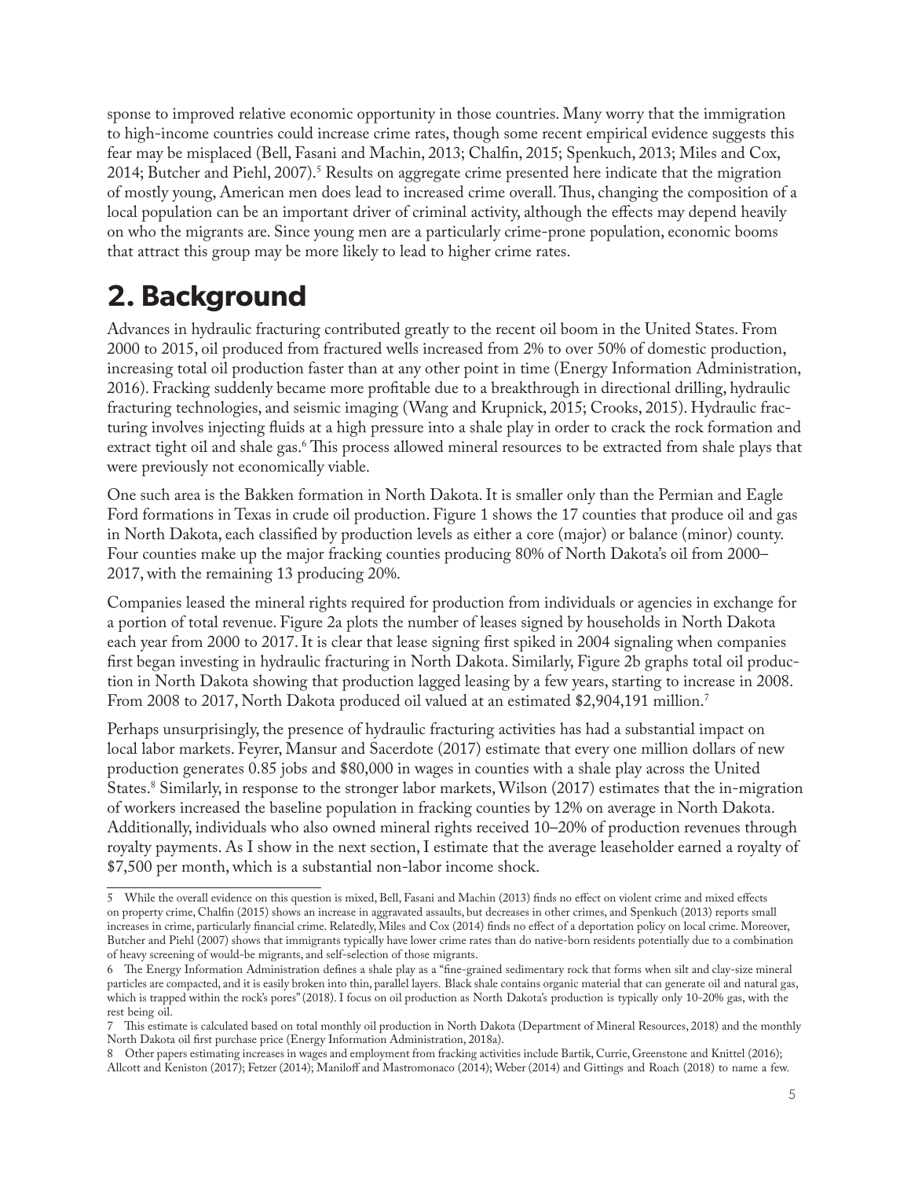sponse to improved relative economic opportunity in those countries. Many worry that the immigration to high-income countries could increase crime rates, though some recent empirical evidence suggests this fear may be misplaced (Bell, Fasani and Machin, 2013; Chalfin, 2015; Spenkuch, 2013; Miles and Cox, 2014; Butcher and Piehl, 2007).[5] Results on aggregate crime presented here indicate that the migration of mostly young, American men does lead to increased crime overall. Thus, changing the composition of a local population can be an important driver of criminal activity, although the effects may depend heavily on who the migrants are. Since young men are a particularly crime-prone population, economic booms that attract this group may be more likely to lead to higher crime rates.

## 2. Background

Advances in hydraulic fracturing contributed greatly to the recent oil boom in the United States. From 2000 to 2015, oil produced from fractured wells increased from 2% to over 50% of domestic production, increasing total oil production faster than at any other point in time (Energy Information Administration, 2016). Fracking suddenly became more profitable due to a breakthrough in directional drilling, hydraulic fracturing technologies, and seismic imaging (Wang and Krupnick, 2015; Crooks, 2015). Hydraulic fracturing involves injecting fluids at a high pressure into a shale play in order to crack the rock formation and extract tight oil and shale gas.[6] This process allowed mineral resources to be extracted from shale plays that were previously not economically viable.

One such area is the Bakken formation in North Dakota. It is smaller only than the Permian and Eagle Ford formations in Texas in crude oil production. Figure 1 shows the 17 counties that produce oil and gas in North Dakota, each classified by production levels as either a core (major) or balance (minor) county. Four counties make up the major fracking counties producing 80% of North Dakota's oil from 2000–2017, with the remaining 13 producing 20%.

Companies leased the mineral rights required for production from individuals or agencies in exchange for a portion of total revenue. Figure 2a plots the number of leases signed by households in North Dakota each year from 2000 to 2017. It is clear that lease signing first spiked in 2004 signaling when companies first began investing in hydraulic fracturing in North Dakota. Similarly, Figure 2b graphs total oil production in North Dakota showing that production lagged leasing by a few years, starting to increase in 2008. From 2008 to 2017, North Dakota produced oil valued at an estimated $2,904,191 million.[7]

Perhaps unsurprisingly, the presence of hydraulic fracturing activities has had a substantial impact on local labor markets. Feyrer, Mansur and Sacerdote (2017) estimate that every one million dollars of new production generates 0.85 jobs and $80,000 in wages in counties with a shale play across the United States.[8] Similarly, in response to the stronger labor markets, Wilson (2017) estimates that the in-migration of workers increased the baseline population in fracking counties by 12% on average in North Dakota. Additionally, individuals who also owned mineral rights received 10–20% of production revenues through royalty payments. As I show in the next section, I estimate that the average leaseholder earned a royalty of $7,500 per month, which is a substantial non-labor income shock.

---

5 While the overall evidence on this question is mixed, Bell, Fasani and Machin (2013) finds no effect on violent crime and mixed effects on property crime, Chalfin (2015) shows an increase in aggravated assaults, but decreases in other crimes, and Spenkuch (2013) reports small increases in crime, particularly financial crime. Relatedly, Miles and Cox (2014) finds no effect of a deportation policy on local crime. Moreover, Butcher and Piehl (2007) shows that immigrants typically have lower crime rates than do native-born residents potentially due to a combination of heavy screening of would-be migrants, and self-selection of those migrants.

6 The Energy Information Administration defines a shale play as a "fine-grained sedimentary rock that forms when silt and clay-size mineral particles are compacted, and it is easily broken into thin, parallel layers. Black shale contains organic material that can generate oil and natural gas, which is trapped within the rock's pores" (2018). I focus on oil production as North Dakota's production is typically only 10-20% gas, with the rest being oil.

7 This estimate is calculated based on total monthly oil production in North Dakota (Department of Mineral Resources, 2018) and the monthly North Dakota oil first purchase price (Energy Information Administration, 2018a).

8 Other papers estimating increases in wages and employment from fracking activities include Bartik, Currie, Greenstone and Knittel (2016); Allcott and Keniston (2017); Fetzer (2014); Maniloff and Mastromonaco (2014); Weber (2014) and Gittings and Roach (2018) to name a few.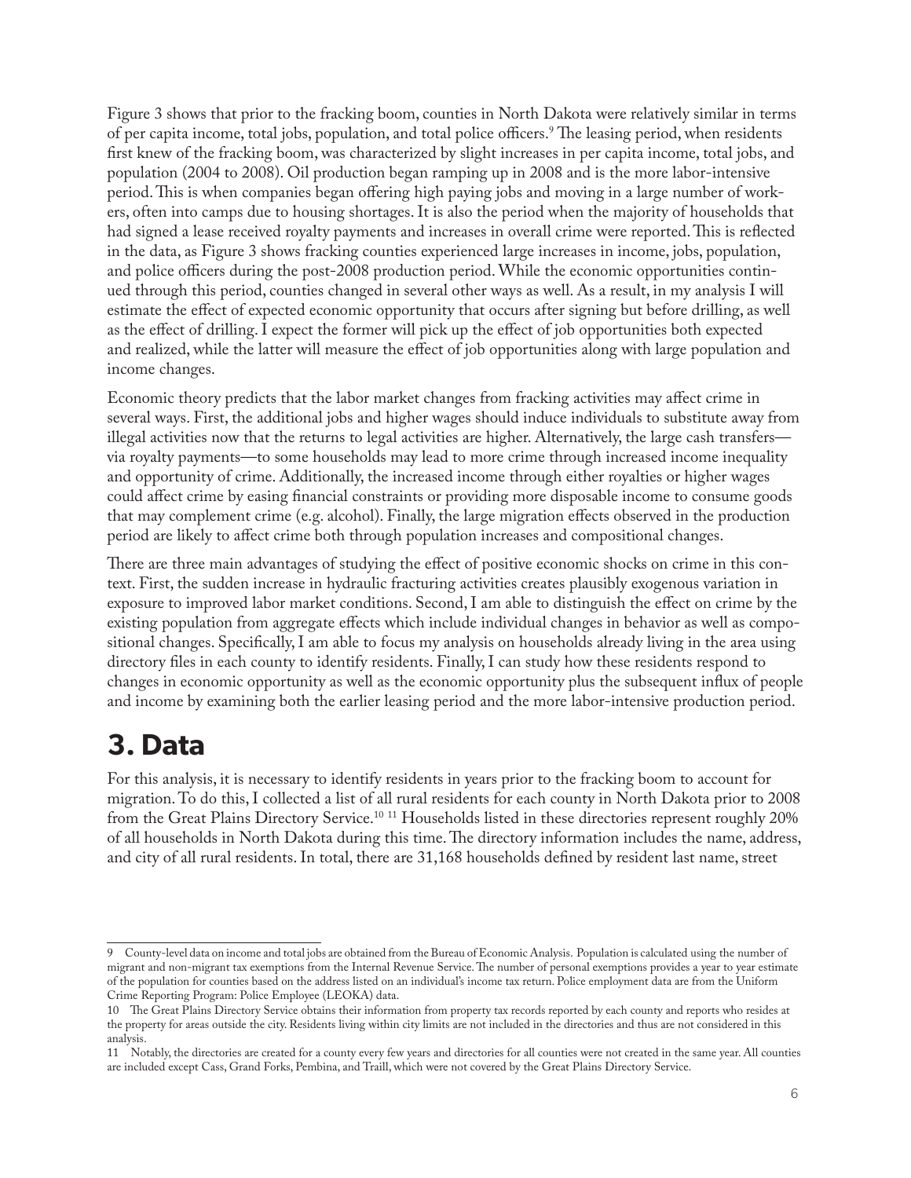Figure 3 shows that prior to the fracking boom, counties in North Dakota were relatively similar in terms of per capita income, total jobs, population, and total police officers.[9] The leasing period, when residents first knew of the fracking boom, was characterized by slight increases in per capita income, total jobs, and population (2004 to 2008). Oil production began ramping up in 2008 and is the more labor-intensive period. This is when companies began offering high paying jobs and moving in a large number of workers, often into camps due to housing shortages. It is also the period when the majority of households that had signed a lease received royalty payments and increases in overall crime were reported. This is reflected in the data, as Figure 3 shows fracking counties experienced large increases in income, jobs, population, and police officers during the post-2008 production period. While the economic opportunities continued through this period, counties changed in several other ways as well. As a result, in my analysis I will estimate the effect of expected economic opportunity that occurs after signing but before drilling, as well as the effect of drilling. I expect the former will pick up the effect of job opportunities both expected and realized, while the latter will measure the effect of job opportunities along with large population and income changes.

Economic theory predicts that the labor market changes from fracking activities may affect crime in several ways. First, the additional jobs and higher wages should induce individuals to substitute away from illegal activities now that the returns to legal activities are higher. Alternatively, the large cash transfers—via royalty payments—to some households may lead to more crime through increased income inequality and opportunity of crime. Additionally, the increased income through either royalties or higher wages could affect crime by easing financial constraints or providing more disposable income to consume goods that may complement crime (e.g. alcohol). Finally, the large migration effects observed in the production period are likely to affect crime both through population increases and compositional changes.

There are three main advantages of studying the effect of positive economic shocks on crime in this context. First, the sudden increase in hydraulic fracturing activities creates plausibly exogenous variation in exposure to improved labor market conditions. Second, I am able to distinguish the effect on crime by the existing population from aggregate effects which include individual changes in behavior as well as compositional changes. Specifically, I am able to focus my analysis on households already living in the area using directory files in each county to identify residents. Finally, I can study how these residents respond to changes in economic opportunity as well as the economic opportunity plus the subsequent influx of people and income by examining both the earlier leasing period and the more labor-intensive production period.

# 3. Data

For this analysis, it is necessary to identify residents in years prior to the fracking boom to account for migration. To do this, I collected a list of all rural residents for each county in North Dakota prior to 2008 from the Great Plains Directory Service.[10] [11] Households listed in these directories represent roughly 20% of all households in North Dakota during this time. The directory information includes the name, address, and city of all rural residents. In total, there are 31,168 households defined by resident last name, street

---

[9] County-level data on income and total jobs are obtained from the Bureau of Economic Analysis. Population is calculated using the number of migrant and non-migrant tax exemptions from the Internal Revenue Service. The number of personal exemptions provides a year to year estimate of the population for counties based on the address listed on an individual's income tax return. Police employment data are from the Uniform Crime Reporting Program: Police Employee (LEOKA) data.

[10] The Great Plains Directory Service obtains their information from property tax records reported by each county and reports who resides at the property for areas outside the city. Residents living within city limits are not included in the directories and thus are not considered in this analysis.

[11] Notably, the directories are created for a county every few years and directories for all counties were not created in the same year. All counties are included except Cass, Grand Forks, Pembina, and Traill, which were not covered by the Great Plains Directory Service.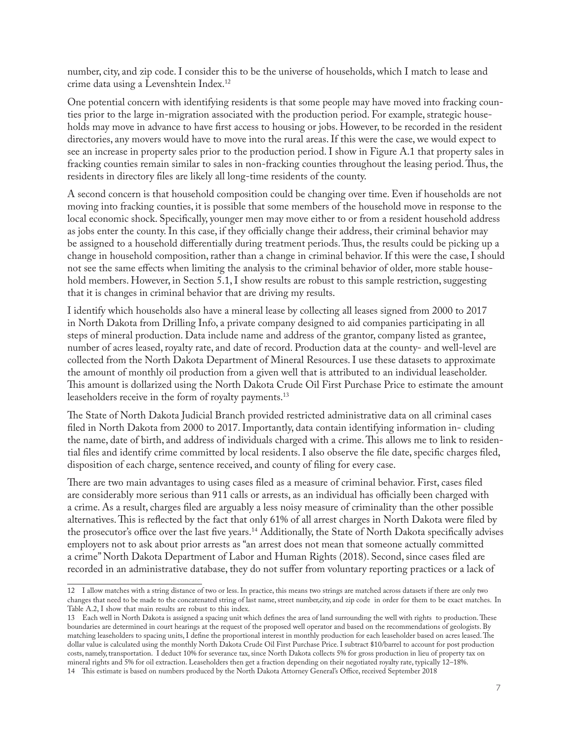number, city, and zip code. I consider this to be the universe of households, which I match to lease and crime data using a Levenshtein Index.[12]

One potential concern with identifying residents is that some people may have moved into fracking counties prior to the large in-migration associated with the production period. For example, strategic households may move in advance to have first access to housing or jobs. However, to be recorded in the resident directories, any movers would have to move into the rural areas. If this were the case, we would expect to see an increase in property sales prior to the production period. I show in Figure A.1 that property sales in fracking counties remain similar to sales in non-fracking counties throughout the leasing period. Thus, the residents in directory files are likely all long-time residents of the county.

A second concern is that household composition could be changing over time. Even if households are not moving into fracking counties, it is possible that some members of the household move in response to the local economic shock. Specifically, younger men may move either to or from a resident household address as jobs enter the county. In this case, if they officially change their address, their criminal behavior may be assigned to a household differentially during treatment periods. Thus, the results could be picking up a change in household composition, rather than a change in criminal behavior. If this were the case, I should not see the same effects when limiting the analysis to the criminal behavior of older, more stable household members. However, in Section 5.1, I show results are robust to this sample restriction, suggesting that it is changes in criminal behavior that are driving my results.

I identify which households also have a mineral lease by collecting all leases signed from 2000 to 2017 in North Dakota from Drilling Info, a private company designed to aid companies participating in all steps of mineral production. Data include name and address of the grantor, company listed as grantee, number of acres leased, royalty rate, and date of record. Production data at the county- and well-level are collected from the North Dakota Department of Mineral Resources. I use these datasets to approximate the amount of monthly oil production from a given well that is attributed to an individual leaseholder. This amount is dollarized using the North Dakota Crude Oil First Purchase Price to estimate the amount leaseholders receive in the form of royalty payments.[13]

The State of North Dakota Judicial Branch provided restricted administrative data on all criminal cases filed in North Dakota from 2000 to 2017. Importantly, data contain identifying information in- cluding the name, date of birth, and address of individuals charged with a crime. This allows me to link to residential files and identify crime committed by local residents. I also observe the file date, specific charges filed, disposition of each charge, sentence received, and county of filing for every case.

There are two main advantages to using cases filed as a measure of criminal behavior. First, cases filed are considerably more serious than 911 calls or arrests, as an individual has officially been charged with a crime. As a result, charges filed are arguably a less noisy measure of criminality than the other possible alternatives. This is reflected by the fact that only 61% of all arrest charges in North Dakota were filed by the prosecutor's office over the last five years.[14] Additionally, the State of North Dakota specifically advises employers not to ask about prior arrests as "an arrest does not mean that someone actually committed a crime" North Dakota Department of Labor and Human Rights (2018). Second, since cases filed are recorded in an administrative database, they do not suffer from voluntary reporting practices or a lack of

---

12 I allow matches with a string distance of two or less. In practice, this means two strings are matched across datasets if there are only two changes that need to be made to the concatenated string of last name, street number,city, and zip code in order for them to be exact matches. In Table A.2, I show that main results are robust to this index.

13 Each well in North Dakota is assigned a spacing unit which defines the area of land surrounding the well with rights to production. These boundaries are determined in court hearings at the request of the proposed well operator and based on the recommendations of geologists. By matching leaseholders to spacing units, I define the proportional interest in monthly production for each leaseholder based on acres leased. The dollar value is calculated using the monthly North Dakota Crude Oil First Purchase Price. I subtract $10/barrel to account for post production costs, namely, transportation. I deduct 10% for severance tax, since North Dakota collects 5% for gross production in lieu of property tax on mineral rights and 5% for oil extraction. Leaseholders then get a fraction depending on their negotiated royalty rate, typically 12–18%.

14 This estimate is based on numbers produced by the North Dakota Attorney General's Office, received September 2018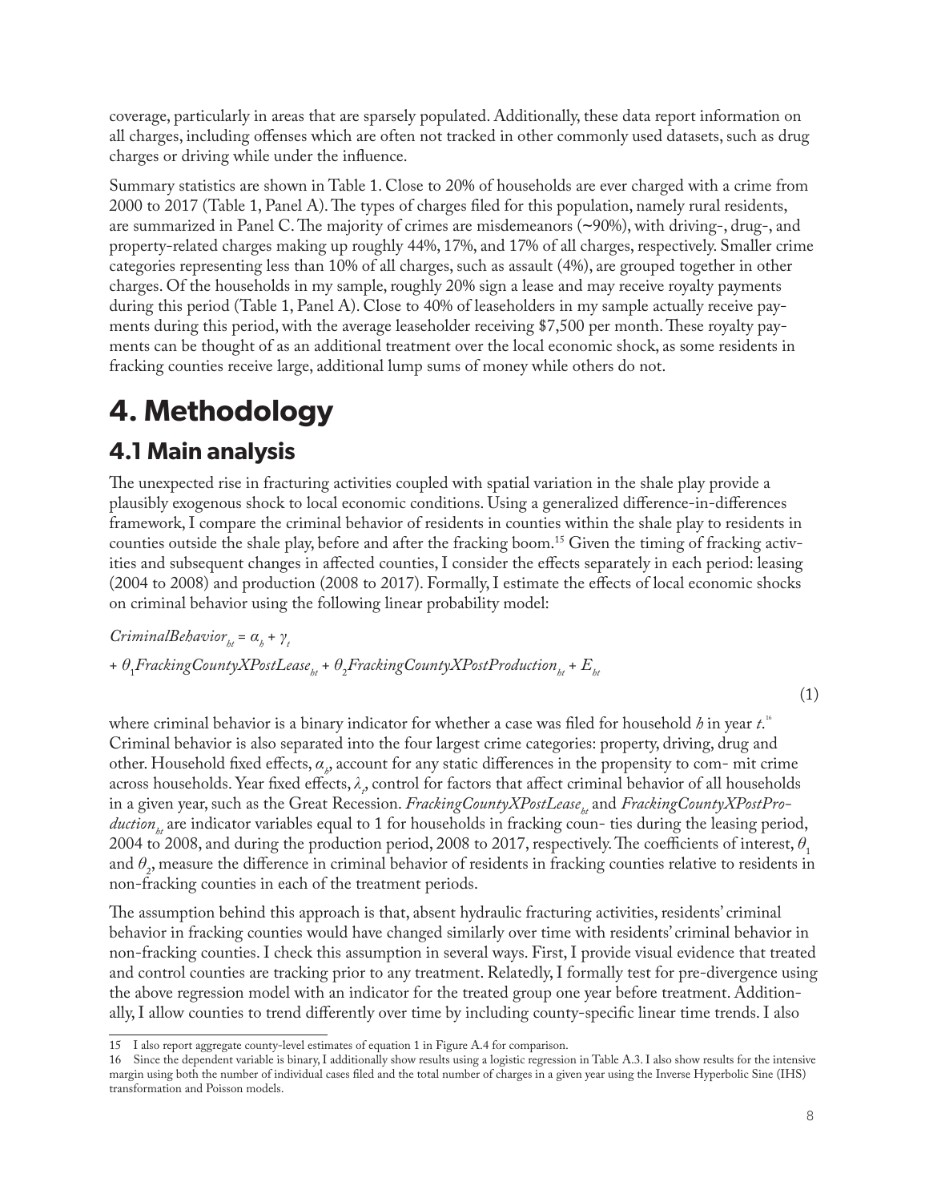coverage, particularly in areas that are sparsely populated. Additionally, these data report information on all charges, including offenses which are often not tracked in other commonly used datasets, such as drug charges or driving while under the influence.

Summary statistics are shown in Table 1. Close to 20% of households are ever charged with a crime from 2000 to 2017 (Table 1, Panel A). The types of charges filed for this population, namely rural residents, are summarized in Panel C. The majority of crimes are misdemeanors (~90%), with driving-, drug-, and property-related charges making up roughly 44%, 17%, and 17% of all charges, respectively. Smaller crime categories representing less than 10% of all charges, such as assault (4%), are grouped together in other charges. Of the households in my sample, roughly 20% sign a lease and may receive royalty payments during this period (Table 1, Panel A). Close to 40% of leaseholders in my sample actually receive payments during this period, with the average leaseholder receiving $7,500 per month. These royalty payments can be thought of as an additional treatment over the local economic shock, as some residents in fracking counties receive large, additional lump sums of money while others do not.

# 4. Methodology

## 4.1 Main analysis

The unexpected rise in fracturing activities coupled with spatial variation in the shale play provide a plausibly exogenous shock to local economic conditions. Using a generalized difference-in-differences framework, I compare the criminal behavior of residents in counties within the shale play to residents in counties outside the shale play, before and after the fracking boom.[15] Given the timing of fracking activities and subsequent changes in affected counties, I consider the effects separately in each period: leasing (2004 to 2008) and production (2008 to 2017). Formally, I estimate the effects of local economic shocks on criminal behavior using the following linear probability model:

$$CriminalBehavior_{ht} = \alpha_h + \gamma_t + \theta_1 FrackingCountyXPostLease_{ht} + \theta_2 FrackingCountyXPostProduction_{ht} + E_{ht} \quad (1)$$

where criminal behavior is a binary indicator for whether a case was filed for household $h$ in year $t$.[16] Criminal behavior is also separated into the four largest crime categories: property, driving, drug and other. Household fixed effects, $\alpha_h$, account for any static differences in the propensity to commit crime across households. Year fixed effects, $\lambda_t$, control for factors that affect criminal behavior of all households in a given year, such as the Great Recession. $FrackingCountyXPostLease_{ht}$ and $FrackingCountyXPostProduction_{ht}$ are indicator variables equal to 1 for households in fracking counties during the leasing period, 2004 to 2008, and during the production period, 2008 to 2017, respectively. The coefficients of interest, $\theta_1$ and $\theta_2$, measure the difference in criminal behavior of residents in fracking counties relative to residents in non-fracking counties in each of the treatment periods.

The assumption behind this approach is that, absent hydraulic fracturing activities, residents' criminal behavior in fracking counties would have changed similarly over time with residents' criminal behavior in non-fracking counties. I check this assumption in several ways. First, I provide visual evidence that treated and control counties are tracking prior to any treatment. Relatedly, I formally test for pre-divergence using the above regression model with an indicator for the treated group one year before treatment. Additionally, I allow counties to trend differently over time by including county-specific linear time trends. I also

15 I also report aggregate county-level estimates of equation 1 in Figure A.4 for comparison.

16 Since the dependent variable is binary, I additionally show results using a logistic regression in Table A.3. I also show results for the intensive margin using both the number of individual cases filed and the total number of charges in a given year using the Inverse Hyperbolic Sine (IHS) transformation and Poisson models.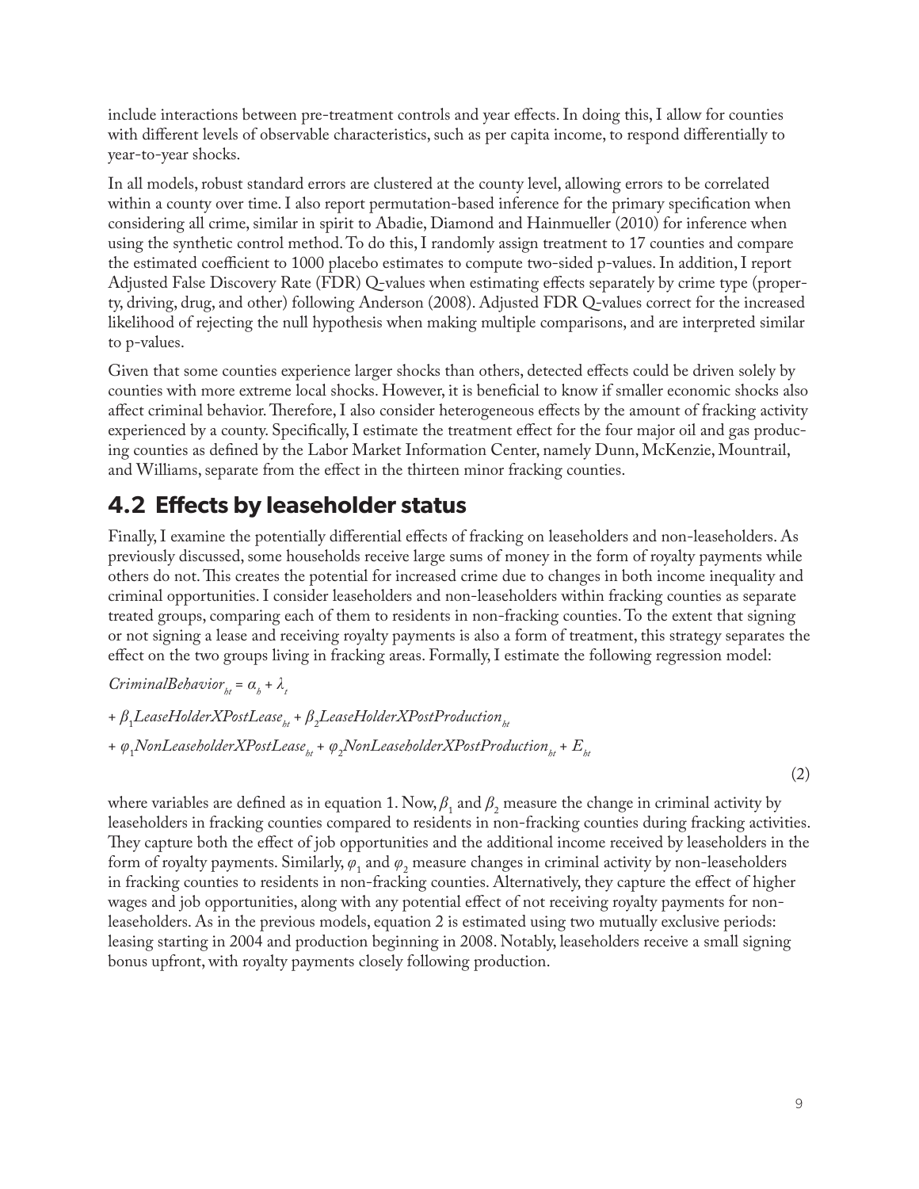include interactions between pre-treatment controls and year effects. In doing this, I allow for counties with different levels of observable characteristics, such as per capita income, to respond differentially to year-to-year shocks.

In all models, robust standard errors are clustered at the county level, allowing errors to be correlated within a county over time. I also report permutation-based inference for the primary specification when considering all crime, similar in spirit to Abadie, Diamond and Hainmueller (2010) for inference when using the synthetic control method. To do this, I randomly assign treatment to 17 counties and compare the estimated coefficient to 1000 placebo estimates to compute two-sided p-values. In addition, I report Adjusted False Discovery Rate (FDR) Q-values when estimating effects separately by crime type (property, driving, drug, and other) following Anderson (2008). Adjusted FDR Q-values correct for the increased likelihood of rejecting the null hypothesis when making multiple comparisons, and are interpreted similar to p-values.

Given that some counties experience larger shocks than others, detected effects could be driven solely by counties with more extreme local shocks. However, it is beneficial to know if smaller economic shocks also affect criminal behavior. Therefore, I also consider heterogeneous effects by the amount of fracking activity experienced by a county. Specifically, I estimate the treatment effect for the four major oil and gas producing counties as defined by the Labor Market Information Center, namely Dunn, McKenzie, Mountrail, and Williams, separate from the effect in the thirteen minor fracking counties.

## 4.2 Effects by leaseholder status

Finally, I examine the potentially differential effects of fracking on leaseholders and non-leaseholders. As previously discussed, some households receive large sums of money in the form of royalty payments while others do not. This creates the potential for increased crime due to changes in both income inequality and criminal opportunities. I consider leaseholders and non-leaseholders within fracking counties as separate treated groups, comparing each of them to residents in non-fracking counties. To the extent that signing or not signing a lease and receiving royalty payments is also a form of treatment, this strategy separates the effect on the two groups living in fracking areas. Formally, I estimate the following regression model:

$$
\begin{aligned}
CriminalBehavior_{ht} &= \alpha_h + \lambda_t \\
&+ \beta_1 LeaseHolderXPostLease_{ht} + \beta_2 LeaseHolderXPostProduction_{ht} \\
&+ \varphi_1 NonLeaseholderXPostLease_{ht} + \varphi_2 NonLeaseholderXPostProduction_{ht} + E_{ht}
\end{aligned}
\tag{2}
$$

where variables are defined as in equation 1. Now, $\beta_1$ and $\beta_2$ measure the change in criminal activity by leaseholders in fracking counties compared to residents in non-fracking counties during fracking activities. They capture both the effect of job opportunities and the additional income received by leaseholders in the form of royalty payments. Similarly, $\varphi_1$ and $\varphi_2$ measure changes in criminal activity by non-leaseholders in fracking counties to residents in non-fracking counties. Alternatively, they capture the effect of higher wages and job opportunities, along with any potential effect of not receiving royalty payments for non-leaseholders. As in the previous models, equation 2 is estimated using two mutually exclusive periods: leasing starting in 2004 and production beginning in 2008. Notably, leaseholders receive a small signing bonus upfront, with royalty payments closely following production.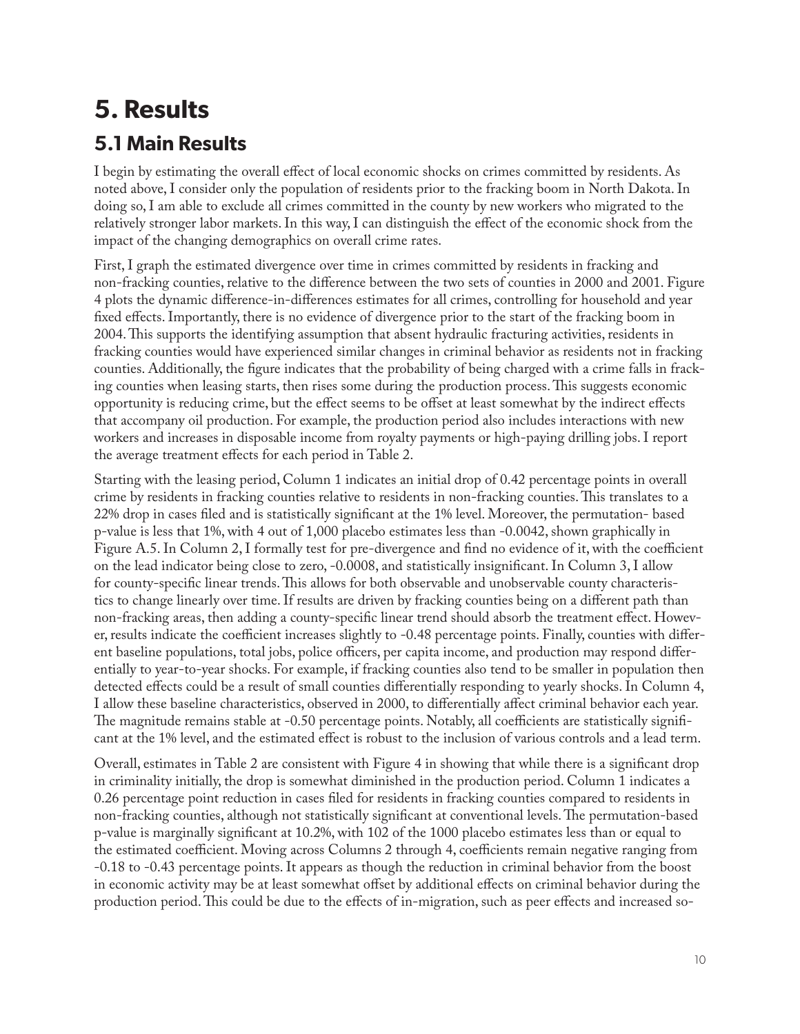# 5. Results

## 5.1 Main Results

I begin by estimating the overall effect of local economic shocks on crimes committed by residents. As noted above, I consider only the population of residents prior to the fracking boom in North Dakota. In doing so, I am able to exclude all crimes committed in the county by new workers who migrated to the relatively stronger labor markets. In this way, I can distinguish the effect of the economic shock from the impact of the changing demographics on overall crime rates.

First, I graph the estimated divergence over time in crimes committed by residents in fracking and non-fracking counties, relative to the difference between the two sets of counties in 2000 and 2001. Figure 4 plots the dynamic difference-in-differences estimates for all crimes, controlling for household and year fixed effects. Importantly, there is no evidence of divergence prior to the start of the fracking boom in 2004. This supports the identifying assumption that absent hydraulic fracturing activities, residents in fracking counties would have experienced similar changes in criminal behavior as residents not in fracking counties. Additionally, the figure indicates that the probability of being charged with a crime falls in fracking counties when leasing starts, then rises some during the production process. This suggests economic opportunity is reducing crime, but the effect seems to be offset at least somewhat by the indirect effects that accompany oil production. For example, the production period also includes interactions with new workers and increases in disposable income from royalty payments or high-paying drilling jobs. I report the average treatment effects for each period in Table 2.

Starting with the leasing period, Column 1 indicates an initial drop of 0.42 percentage points in overall crime by residents in fracking counties relative to residents in non-fracking counties. This translates to a 22% drop in cases filed and is statistically significant at the 1% level. Moreover, the permutation- based p-value is less that 1%, with 4 out of 1,000 placebo estimates less than -0.0042, shown graphically in Figure A.5. In Column 2, I formally test for pre-divergence and find no evidence of it, with the coefficient on the lead indicator being close to zero, -0.0008, and statistically insignificant. In Column 3, I allow for county-specific linear trends. This allows for both observable and unobservable county characteristics to change linearly over time. If results are driven by fracking counties being on a different path than non-fracking areas, then adding a county-specific linear trend should absorb the treatment effect. However, results indicate the coefficient increases slightly to -0.48 percentage points. Finally, counties with different baseline populations, total jobs, police officers, per capita income, and production may respond differentially to year-to-year shocks. For example, if fracking counties also tend to be smaller in population then detected effects could be a result of small counties differentially responding to yearly shocks. In Column 4, I allow these baseline characteristics, observed in 2000, to differentially affect criminal behavior each year. The magnitude remains stable at -0.50 percentage points. Notably, all coefficients are statistically significant at the 1% level, and the estimated effect is robust to the inclusion of various controls and a lead term.

Overall, estimates in Table 2 are consistent with Figure 4 in showing that while there is a significant drop in criminality initially, the drop is somewhat diminished in the production period. Column 1 indicates a 0.26 percentage point reduction in cases filed for residents in fracking counties compared to residents in non-fracking counties, although not statistically significant at conventional levels. The permutation-based p-value is marginally significant at 10.2%, with 102 of the 1000 placebo estimates less than or equal to the estimated coefficient. Moving across Columns 2 through 4, coefficients remain negative ranging from -0.18 to -0.43 percentage points. It appears as though the reduction in criminal behavior from the boost in economic activity may be at least somewhat offset by additional effects on criminal behavior during the production period. This could be due to the effects of in-migration, such as peer effects and increased so-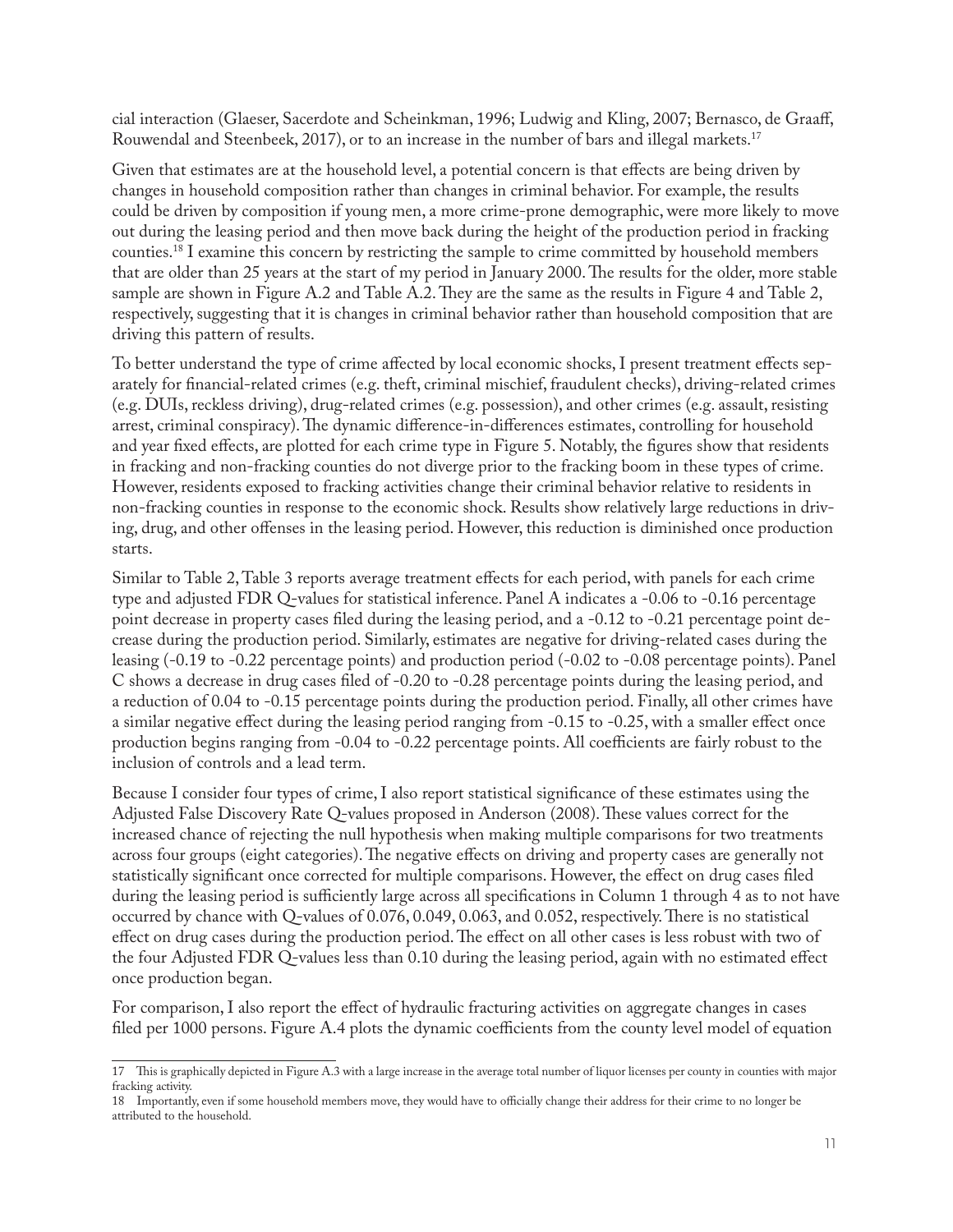cial interaction (Glaeser, Sacerdote and Scheinkman, 1996; Ludwig and Kling, 2007; Bernasco, de Graaff, Rouwendal and Steenbeek, 2017), or to an increase in the number of bars and illegal markets.[17]

Given that estimates are at the household level, a potential concern is that effects are being driven by changes in household composition rather than changes in criminal behavior. For example, the results could be driven by composition if young men, a more crime-prone demographic, were more likely to move out during the leasing period and then move back during the height of the production period in fracking counties.[18] I examine this concern by restricting the sample to crime committed by household members that are older than 25 years at the start of my period in January 2000. The results for the older, more stable sample are shown in Figure A.2 and Table A.2. They are the same as the results in Figure 4 and Table 2, respectively, suggesting that it is changes in criminal behavior rather than household composition that are driving this pattern of results.

To better understand the type of crime affected by local economic shocks, I present treatment effects separately for financial-related crimes (e.g. theft, criminal mischief, fraudulent checks), driving-related crimes (e.g. DUIs, reckless driving), drug-related crimes (e.g. possession), and other crimes (e.g. assault, resisting arrest, criminal conspiracy). The dynamic difference-in-differences estimates, controlling for household and year fixed effects, are plotted for each crime type in Figure 5. Notably, the figures show that residents in fracking and non-fracking counties do not diverge prior to the fracking boom in these types of crime. However, residents exposed to fracking activities change their criminal behavior relative to residents in non-fracking counties in response to the economic shock. Results show relatively large reductions in driving, drug, and other offenses in the leasing period. However, this reduction is diminished once production starts.

Similar to Table 2, Table 3 reports average treatment effects for each period, with panels for each crime type and adjusted FDR Q-values for statistical inference. Panel A indicates a -0.06 to -0.16 percentage point decrease in property cases filed during the leasing period, and a -0.12 to -0.21 percentage point decrease during the production period. Similarly, estimates are negative for driving-related cases during the leasing (-0.19 to -0.22 percentage points) and production period (-0.02 to -0.08 percentage points). Panel C shows a decrease in drug cases filed of -0.20 to -0.28 percentage points during the leasing period, and a reduction of 0.04 to -0.15 percentage points during the production period. Finally, all other crimes have a similar negative effect during the leasing period ranging from -0.15 to -0.25, with a smaller effect once production begins ranging from -0.04 to -0.22 percentage points. All coefficients are fairly robust to the inclusion of controls and a lead term.

Because I consider four types of crime, I also report statistical significance of these estimates using the Adjusted False Discovery Rate Q-values proposed in Anderson (2008). These values correct for the increased chance of rejecting the null hypothesis when making multiple comparisons for two treatments across four groups (eight categories). The negative effects on driving and property cases are generally not statistically significant once corrected for multiple comparisons. However, the effect on drug cases filed during the leasing period is sufficiently large across all specifications in Column 1 through 4 as to not have occurred by chance with Q-values of 0.076, 0.049, 0.063, and 0.052, respectively. There is no statistical effect on drug cases during the production period. The effect on all other cases is less robust with two of the four Adjusted FDR Q-values less than 0.10 during the leasing period, again with no estimated effect once production began.

For comparison, I also report the effect of hydraulic fracturing activities on aggregate changes in cases filed per 1000 persons. Figure A.4 plots the dynamic coefficients from the county level model of equation

---

17 This is graphically depicted in Figure A.3 with a large increase in the average total number of liquor licenses per county in counties with major fracking activity.

18 Importantly, even if some household members move, they would have to officially change their address for their crime to no longer be attributed to the household.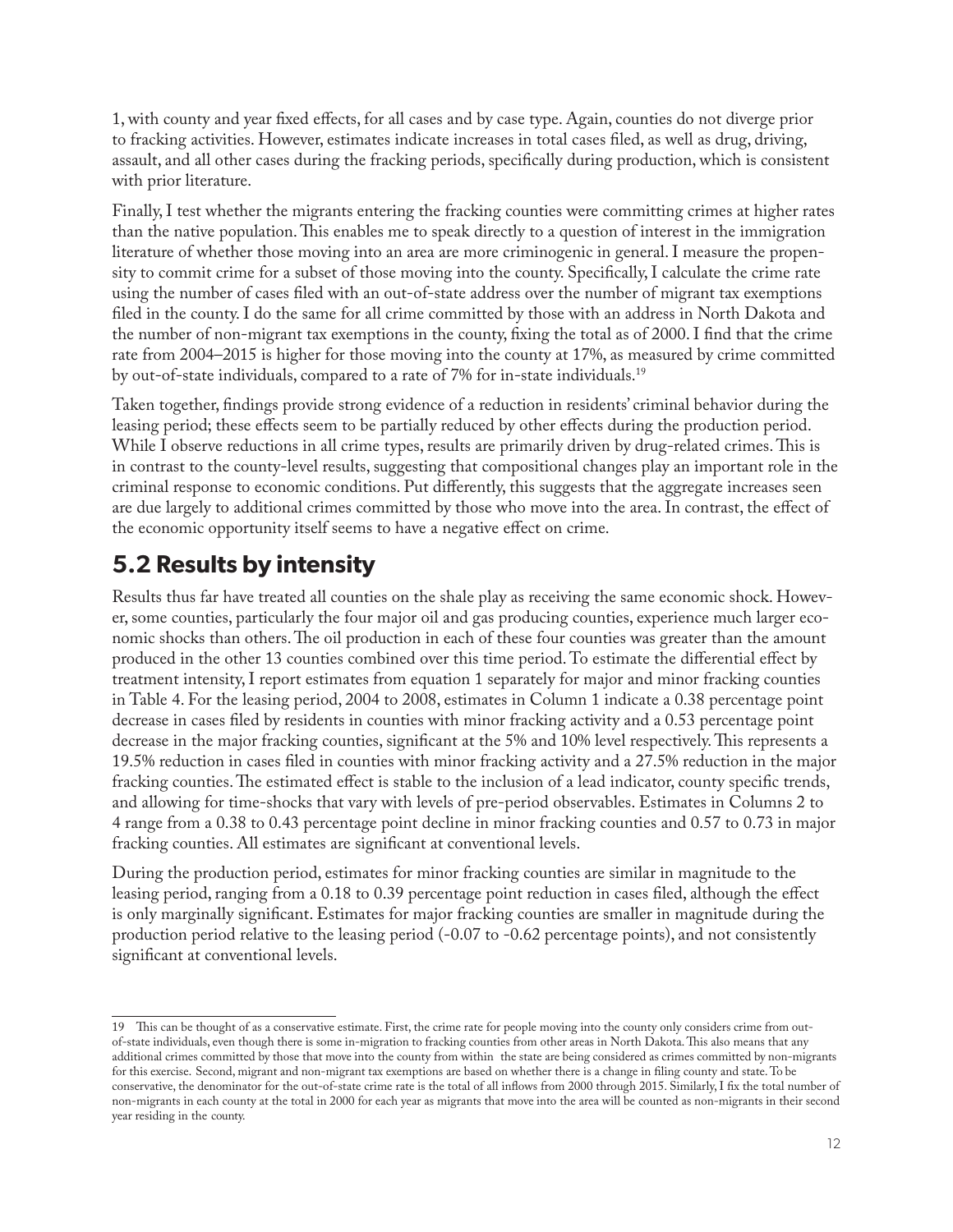1, with county and year fixed effects, for all cases and by case type. Again, counties do not diverge prior to fracking activities. However, estimates indicate increases in total cases filed, as well as drug, driving, assault, and all other cases during the fracking periods, specifically during production, which is consistent with prior literature.

Finally, I test whether the migrants entering the fracking counties were committing crimes at higher rates than the native population. This enables me to speak directly to a question of interest in the immigration literature of whether those moving into an area are more criminogenic in general. I measure the propensity to commit crime for a subset of those moving into the county. Specifically, I calculate the crime rate using the number of cases filed with an out-of-state address over the number of migrant tax exemptions filed in the county. I do the same for all crime committed by those with an address in North Dakota and the number of non-migrant tax exemptions in the county, fixing the total as of 2000. I find that the crime rate from 2004–2015 is higher for those moving into the county at 17%, as measured by crime committed by out-of-state individuals, compared to a rate of 7% for in-state individuals.[19]

Taken together, findings provide strong evidence of a reduction in residents' criminal behavior during the leasing period; these effects seem to be partially reduced by other effects during the production period. While I observe reductions in all crime types, results are primarily driven by drug-related crimes. This is in contrast to the county-level results, suggesting that compositional changes play an important role in the criminal response to economic conditions. Put differently, this suggests that the aggregate increases seen are due largely to additional crimes committed by those who move into the area. In contrast, the effect of the economic opportunity itself seems to have a negative effect on crime.

## 5.2 Results by intensity

Results thus far have treated all counties on the shale play as receiving the same economic shock. However, some counties, particularly the four major oil and gas producing counties, experience much larger economic shocks than others. The oil production in each of these four counties was greater than the amount produced in the other 13 counties combined over this time period. To estimate the differential effect by treatment intensity, I report estimates from equation 1 separately for major and minor fracking counties in Table 4. For the leasing period, 2004 to 2008, estimates in Column 1 indicate a 0.38 percentage point decrease in cases filed by residents in counties with minor fracking activity and a 0.53 percentage point decrease in the major fracking counties, significant at the 5% and 10% level respectively. This represents a 19.5% reduction in cases filed in counties with minor fracking activity and a 27.5% reduction in the major fracking counties. The estimated effect is stable to the inclusion of a lead indicator, county specific trends, and allowing for time-shocks that vary with levels of pre-period observables. Estimates in Columns 2 to 4 range from a 0.38 to 0.43 percentage point decline in minor fracking counties and 0.57 to 0.73 in major fracking counties. All estimates are significant at conventional levels.

During the production period, estimates for minor fracking counties are similar in magnitude to the leasing period, ranging from a 0.18 to 0.39 percentage point reduction in cases filed, although the effect is only marginally significant. Estimates for major fracking counties are smaller in magnitude during the production period relative to the leasing period (-0.07 to -0.62 percentage points), and not consistently significant at conventional levels.

---

19 This can be thought of as a conservative estimate. First, the crime rate for people moving into the county only considers crime from out-of-state individuals, even though there is some in-migration to fracking counties from other areas in North Dakota. This also means that any additional crimes committed by those that move into the county from within the state are being considered as crimes committed by non-migrants for this exercise. Second, migrant and non-migrant tax exemptions are based on whether there is a change in filing county and state. To be conservative, the denominator for the out-of-state crime rate is the total of all inflows from 2000 through 2015. Similarly, I fix the total number of non-migrants in each county at the total in 2000 for each year as migrants that move into the area will be counted as non-migrants in their second year residing in the county.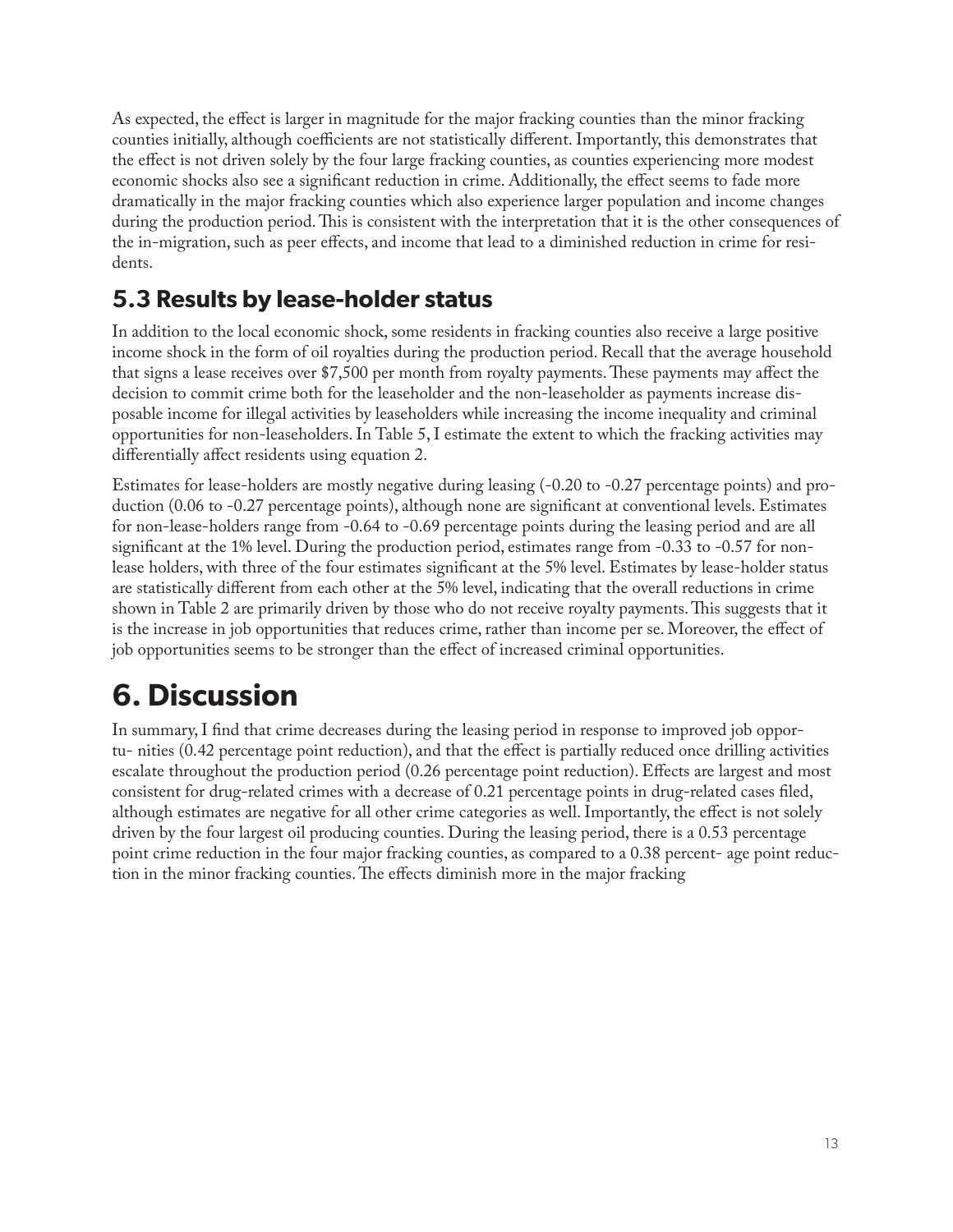As expected, the effect is larger in magnitude for the major fracking counties than the minor fracking counties initially, although coefficients are not statistically different. Importantly, this demonstrates that the effect is not driven solely by the four large fracking counties, as counties experiencing more modest economic shocks also see a significant reduction in crime. Additionally, the effect seems to fade more dramatically in the major fracking counties which also experience larger population and income changes during the production period. This is consistent with the interpretation that it is the other consequences of the in-migration, such as peer effects, and income that lead to a diminished reduction in crime for residents.

## 5.3 Results by lease-holder status

In addition to the local economic shock, some residents in fracking counties also receive a large positive income shock in the form of oil royalties during the production period. Recall that the average household that signs a lease receives over $7,500 per month from royalty payments. These payments may affect the decision to commit crime both for the leaseholder and the non-leaseholder as payments increase disposable income for illegal activities by leaseholders while increasing the income inequality and criminal opportunities for non-leaseholders. In Table 5, I estimate the extent to which the fracking activities may differentially affect residents using equation 2.

Estimates for lease-holders are mostly negative during leasing (-0.20 to -0.27 percentage points) and production (0.06 to -0.27 percentage points), although none are significant at conventional levels. Estimates for non-lease-holders range from -0.64 to -0.69 percentage points during the leasing period and are all significant at the 1% level. During the production period, estimates range from -0.33 to -0.57 for non-lease holders, with three of the four estimates significant at the 5% level. Estimates by lease-holder status are statistically different from each other at the 5% level, indicating that the overall reductions in crime shown in Table 2 are primarily driven by those who do not receive royalty payments. This suggests that it is the increase in job opportunities that reduces crime, rather than income per se. Moreover, the effect of job opportunities seems to be stronger than the effect of increased criminal opportunities.

# 6. Discussion

In summary, I find that crime decreases during the leasing period in response to improved job opportu- nities (0.42 percentage point reduction), and that the effect is partially reduced once drilling activities escalate throughout the production period (0.26 percentage point reduction). Effects are largest and most consistent for drug-related crimes with a decrease of 0.21 percentage points in drug-related cases filed, although estimates are negative for all other crime categories as well. Importantly, the effect is not solely driven by the four largest oil producing counties. During the leasing period, there is a 0.53 percentage point crime reduction in the four major fracking counties, as compared to a 0.38 percent- age point reduction in the minor fracking counties. The effects diminish more in the major fracking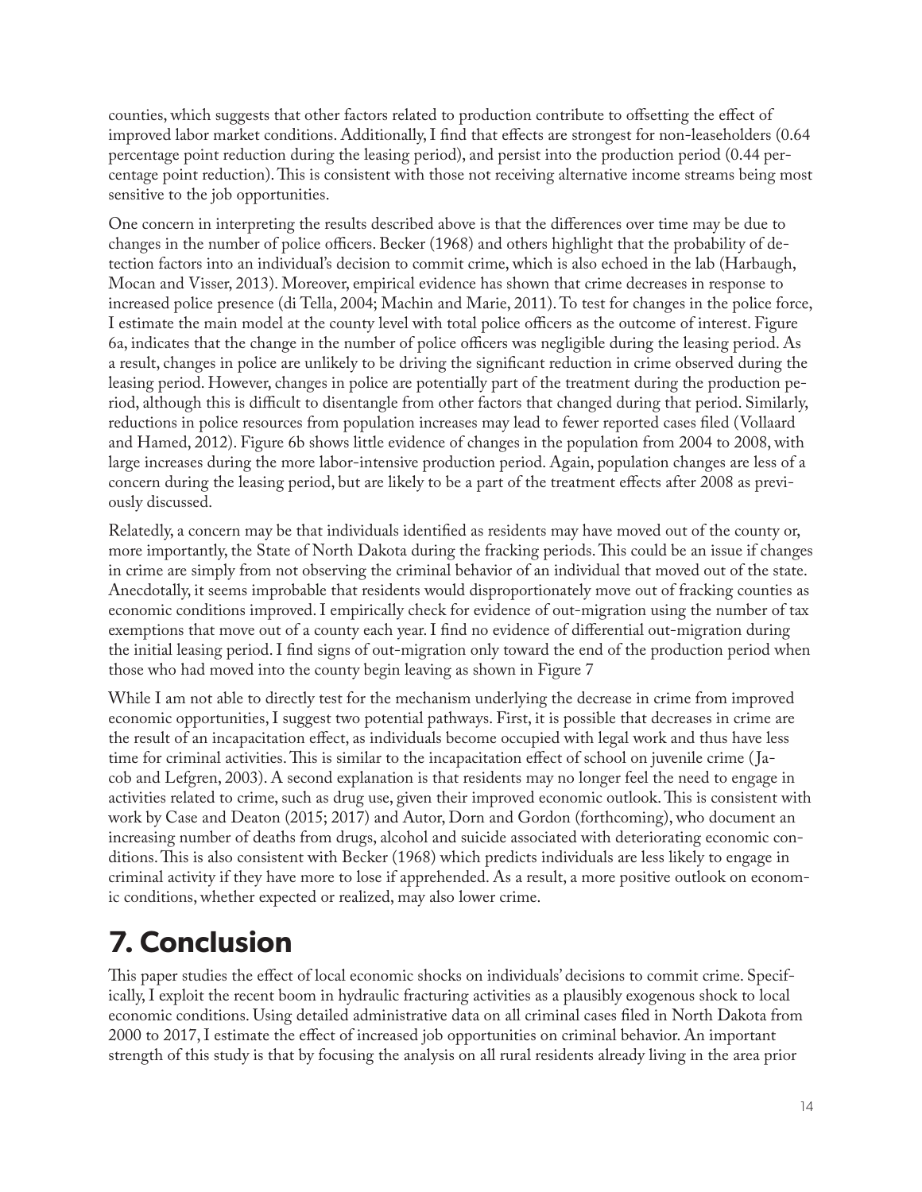counties, which suggests that other factors related to production contribute to offsetting the effect of improved labor market conditions. Additionally, I find that effects are strongest for non-leaseholders (0.64 percentage point reduction during the leasing period), and persist into the production period (0.44 percentage point reduction). This is consistent with those not receiving alternative income streams being most sensitive to the job opportunities.

One concern in interpreting the results described above is that the differences over time may be due to changes in the number of police officers. Becker (1968) and others highlight that the probability of detection factors into an individual's decision to commit crime, which is also echoed in the lab (Harbaugh, Mocan and Visser, 2013). Moreover, empirical evidence has shown that crime decreases in response to increased police presence (di Tella, 2004; Machin and Marie, 2011). To test for changes in the police force, I estimate the main model at the county level with total police officers as the outcome of interest. Figure 6a, indicates that the change in the number of police officers was negligible during the leasing period. As a result, changes in police are unlikely to be driving the significant reduction in crime observed during the leasing period. However, changes in police are potentially part of the treatment during the production period, although this is difficult to disentangle from other factors that changed during that period. Similarly, reductions in police resources from population increases may lead to fewer reported cases filed (Vollaard and Hamed, 2012). Figure 6b shows little evidence of changes in the population from 2004 to 2008, with large increases during the more labor-intensive production period. Again, population changes are less of a concern during the leasing period, but are likely to be a part of the treatment effects after 2008 as previously discussed.

Relatedly, a concern may be that individuals identified as residents may have moved out of the county or, more importantly, the State of North Dakota during the fracking periods. This could be an issue if changes in crime are simply from not observing the criminal behavior of an individual that moved out of the state. Anecdotally, it seems improbable that residents would disproportionately move out of fracking counties as economic conditions improved. I empirically check for evidence of out-migration using the number of tax exemptions that move out of a county each year. I find no evidence of differential out-migration during the initial leasing period. I find signs of out-migration only toward the end of the production period when those who had moved into the county begin leaving as shown in Figure 7

While I am not able to directly test for the mechanism underlying the decrease in crime from improved economic opportunities, I suggest two potential pathways. First, it is possible that decreases in crime are the result of an incapacitation effect, as individuals become occupied with legal work and thus have less time for criminal activities. This is similar to the incapacitation effect of school on juvenile crime (Jacob and Lefgren, 2003). A second explanation is that residents may no longer feel the need to engage in activities related to crime, such as drug use, given their improved economic outlook. This is consistent with work by Case and Deaton (2015; 2017) and Autor, Dorn and Gordon (forthcoming), who document an increasing number of deaths from drugs, alcohol and suicide associated with deteriorating economic conditions. This is also consistent with Becker (1968) which predicts individuals are less likely to engage in criminal activity if they have more to lose if apprehended. As a result, a more positive outlook on economic conditions, whether expected or realized, may also lower crime.

# 7. Conclusion

This paper studies the effect of local economic shocks on individuals' decisions to commit crime. Specifically, I exploit the recent boom in hydraulic fracturing activities as a plausibly exogenous shock to local economic conditions. Using detailed administrative data on all criminal cases filed in North Dakota from 2000 to 2017, I estimate the effect of increased job opportunities on criminal behavior. An important strength of this study is that by focusing the analysis on all rural residents already living in the area prior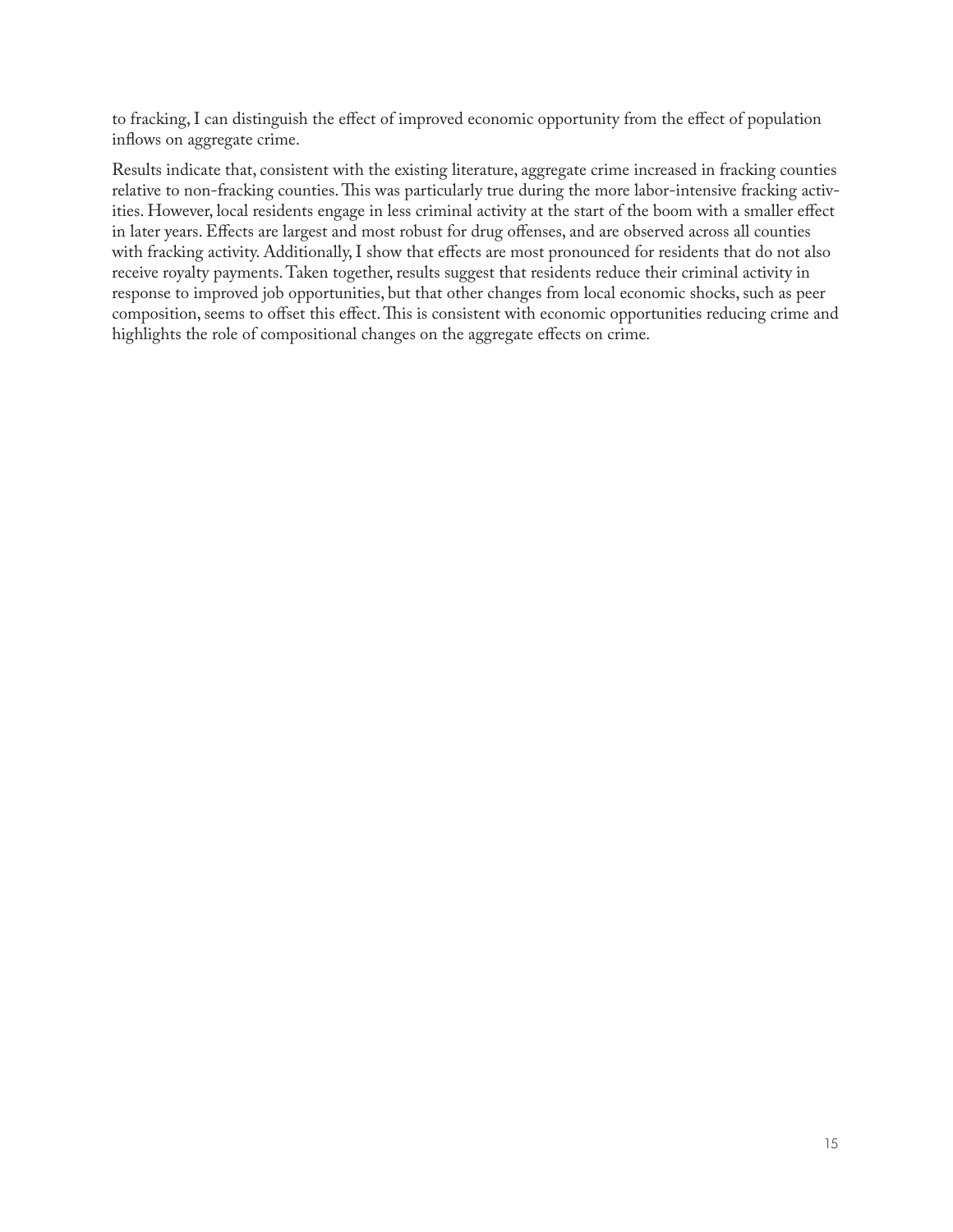to fracking, I can distinguish the effect of improved economic opportunity from the effect of population inflows on aggregate crime.

Results indicate that, consistent with the existing literature, aggregate crime increased in fracking counties relative to non-fracking counties. This was particularly true during the more labor-intensive fracking activities. However, local residents engage in less criminal activity at the start of the boom with a smaller effect in later years. Effects are largest and most robust for drug offenses, and are observed across all counties with fracking activity. Additionally, I show that effects are most pronounced for residents that do not also receive royalty payments. Taken together, results suggest that residents reduce their criminal activity in response to improved job opportunities, but that other changes from local economic shocks, such as peer composition, seems to offset this effect. This is consistent with economic opportunities reducing crime and highlights the role of compositional changes on the aggregate effects on crime.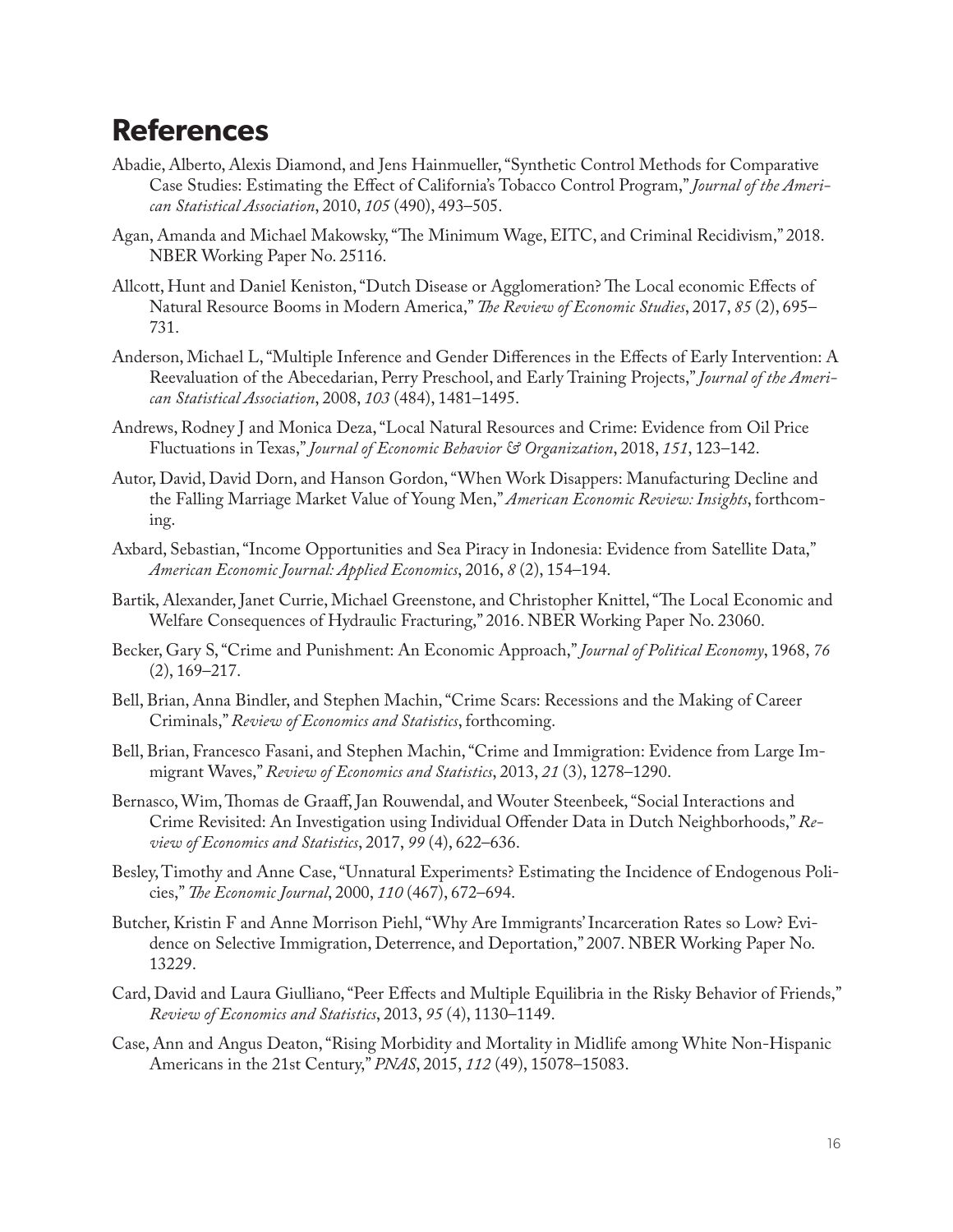# References

Abadie, Alberto, Alexis Diamond, and Jens Hainmueller, "Synthetic Control Methods for Comparative Case Studies: Estimating the Effect of California's Tobacco Control Program," *Journal of the American Statistical Association*, 2010, *105* (490), 493–505.

Agan, Amanda and Michael Makowsky, "The Minimum Wage, EITC, and Criminal Recidivism," 2018. NBER Working Paper No. 25116.

Allcott, Hunt and Daniel Keniston, "Dutch Disease or Agglomeration? The Local economic Effects of Natural Resource Booms in Modern America," *The Review of Economic Studies*, 2017, *85* (2), 695–731.

Anderson, Michael L, "Multiple Inference and Gender Differences in the Effects of Early Intervention: A Reevaluation of the Abecedarian, Perry Preschool, and Early Training Projects," *Journal of the American Statistical Association*, 2008, *103* (484), 1481–1495.

Andrews, Rodney J and Monica Deza, "Local Natural Resources and Crime: Evidence from Oil Price Fluctuations in Texas," *Journal of Economic Behavior & Organization*, 2018, *151*, 123–142.

Autor, David, David Dorn, and Hanson Gordon, "When Work Disappers: Manufacturing Decline and the Falling Marriage Market Value of Young Men," *American Economic Review: Insights*, forthcoming.

Axbard, Sebastian, "Income Opportunities and Sea Piracy in Indonesia: Evidence from Satellite Data," *American Economic Journal: Applied Economics*, 2016, *8* (2), 154–194.

Bartik, Alexander, Janet Currie, Michael Greenstone, and Christopher Knittel, "The Local Economic and Welfare Consequences of Hydraulic Fracturing," 2016. NBER Working Paper No. 23060.

Becker, Gary S, "Crime and Punishment: An Economic Approach," *Journal of Political Economy*, 1968, *76* (2), 169–217.

Bell, Brian, Anna Bindler, and Stephen Machin, "Crime Scars: Recessions and the Making of Career Criminals," *Review of Economics and Statistics*, forthcoming.

Bell, Brian, Francesco Fasani, and Stephen Machin, "Crime and Immigration: Evidence from Large Immigrant Waves," *Review of Economics and Statistics*, 2013, *21* (3), 1278–1290.

Bernasco, Wim, Thomas de Graaff, Jan Rouwendal, and Wouter Steenbeek, "Social Interactions and Crime Revisited: An Investigation using Individual Offender Data in Dutch Neighborhoods," *Review of Economics and Statistics*, 2017, *99* (4), 622–636.

Besley, Timothy and Anne Case, "Unnatural Experiments? Estimating the Incidence of Endogenous Policies," *The Economic Journal*, 2000, *110* (467), 672–694.

Butcher, Kristin F and Anne Morrison Piehl, "Why Are Immigrants' Incarceration Rates so Low? Evidence on Selective Immigration, Deterrence, and Deportation," 2007. NBER Working Paper No. 13229.

Card, David and Laura Giulliano, "Peer Effects and Multiple Equilibria in the Risky Behavior of Friends," *Review of Economics and Statistics*, 2013, *95* (4), 1130–1149.

Case, Ann and Angus Deaton, "Rising Morbidity and Mortality in Midlife among White Non-Hispanic Americans in the 21st Century," *PNAS*, 2015, *112* (49), 15078–15083.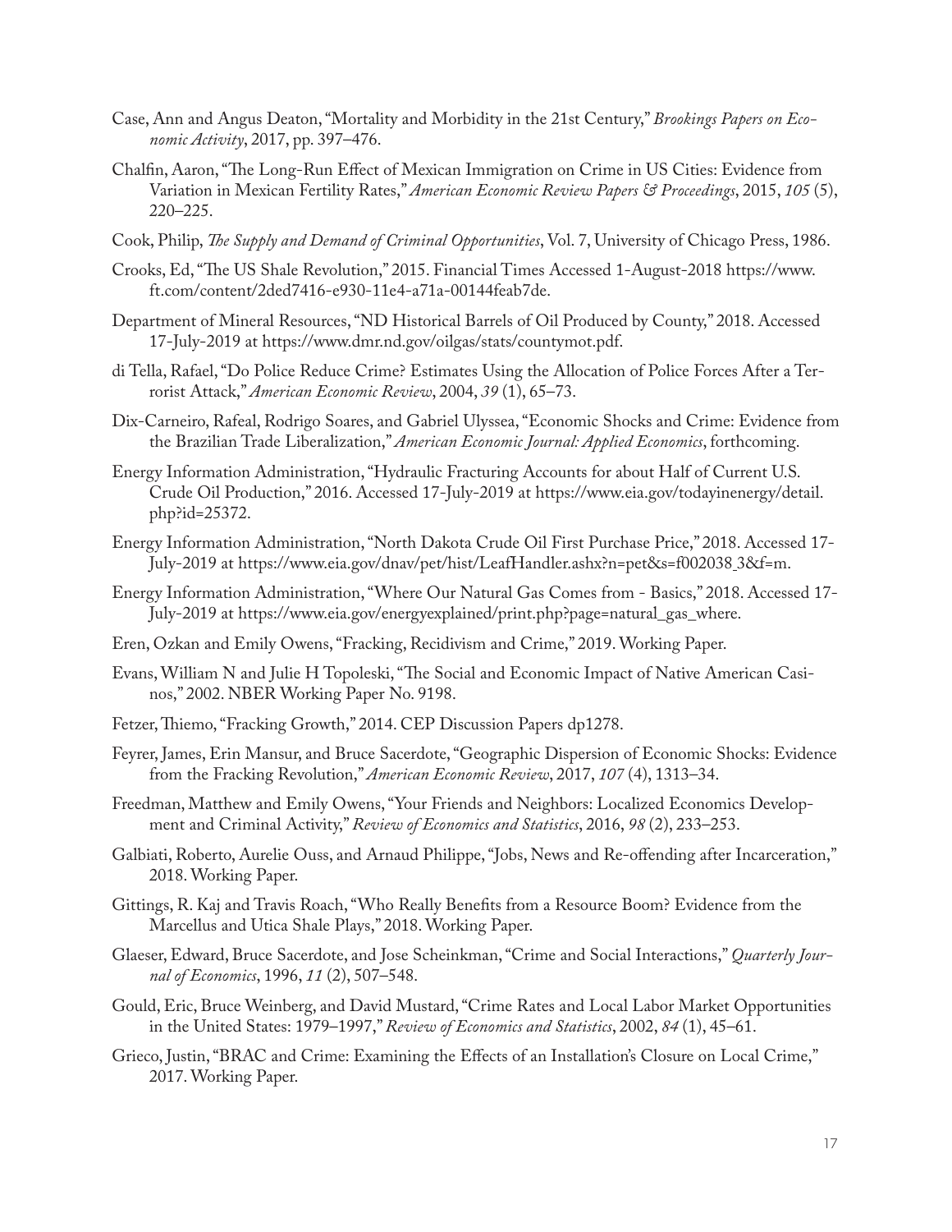Case, Ann and Angus Deaton, "Mortality and Morbidity in the 21st Century," *Brookings Papers on Economic Activity*, 2017, pp. 397–476.

Chalfin, Aaron, "The Long-Run Effect of Mexican Immigration on Crime in US Cities: Evidence from Variation in Mexican Fertility Rates," *American Economic Review Papers & Proceedings*, 2015, *105* (5), 220–225.

Cook, Philip, *The Supply and Demand of Criminal Opportunities*, Vol. 7, University of Chicago Press, 1986.

Crooks, Ed, "The US Shale Revolution," 2015. Financial Times Accessed 1-August-2018 https://www.ft.com/content/2ded7416-e930-11e4-a71a-00144feab7de.

Department of Mineral Resources, "ND Historical Barrels of Oil Produced by County," 2018. Accessed 17-July-2019 at https://www.dmr.nd.gov/oilgas/stats/countymot.pdf.

di Tella, Rafael, "Do Police Reduce Crime? Estimates Using the Allocation of Police Forces After a Terrorist Attack," *American Economic Review*, 2004, *39* (1), 65–73.

Dix-Carneiro, Rafeal, Rodrigo Soares, and Gabriel Ulyssea, "Economic Shocks and Crime: Evidence from the Brazilian Trade Liberalization," *American Economic Journal: Applied Economics*, forthcoming.

Energy Information Administration, "Hydraulic Fracturing Accounts for about Half of Current U.S. Crude Oil Production," 2016. Accessed 17-July-2019 at https://www.eia.gov/todayinenergy/detail.php?id=25372.

Energy Information Administration, "North Dakota Crude Oil First Purchase Price," 2018. Accessed 17-July-2019 at https://www.eia.gov/dnav/pet/hist/LeafHandler.ashx?n=pet&s=f002038_3&f=m.

Energy Information Administration, "Where Our Natural Gas Comes from - Basics," 2018. Accessed 17-July-2019 at https://www.eia.gov/energyexplained/print.php?page=natural_gas_where.

Eren, Ozkan and Emily Owens, "Fracking, Recidivism and Crime," 2019. Working Paper.

Evans, William N and Julie H Topoleski, "The Social and Economic Impact of Native American Casinos," 2002. NBER Working Paper No. 9198.

Fetzer, Thiemo, "Fracking Growth," 2014. CEP Discussion Papers dp1278.

Feyrer, James, Erin Mansur, and Bruce Sacerdote, "Geographic Dispersion of Economic Shocks: Evidence from the Fracking Revolution," *American Economic Review*, 2017, *107* (4), 1313–34.

Freedman, Matthew and Emily Owens, "Your Friends and Neighbors: Localized Economics Development and Criminal Activity," *Review of Economics and Statistics*, 2016, *98* (2), 233–253.

Galbiati, Roberto, Aurelie Ouss, and Arnaud Philippe, "Jobs, News and Re-offending after Incarceration," 2018. Working Paper.

Gittings, R. Kaj and Travis Roach, "Who Really Benefits from a Resource Boom? Evidence from the Marcellus and Utica Shale Plays," 2018. Working Paper.

Glaeser, Edward, Bruce Sacerdote, and Jose Scheinkman, "Crime and Social Interactions," *Quarterly Journal of Economics*, 1996, *11* (2), 507–548.

Gould, Eric, Bruce Weinberg, and David Mustard, "Crime Rates and Local Labor Market Opportunities in the United States: 1979–1997," *Review of Economics and Statistics*, 2002, *84* (1), 45–61.

Grieco, Justin, "BRAC and Crime: Examining the Effects of an Installation's Closure on Local Crime," 2017. Working Paper.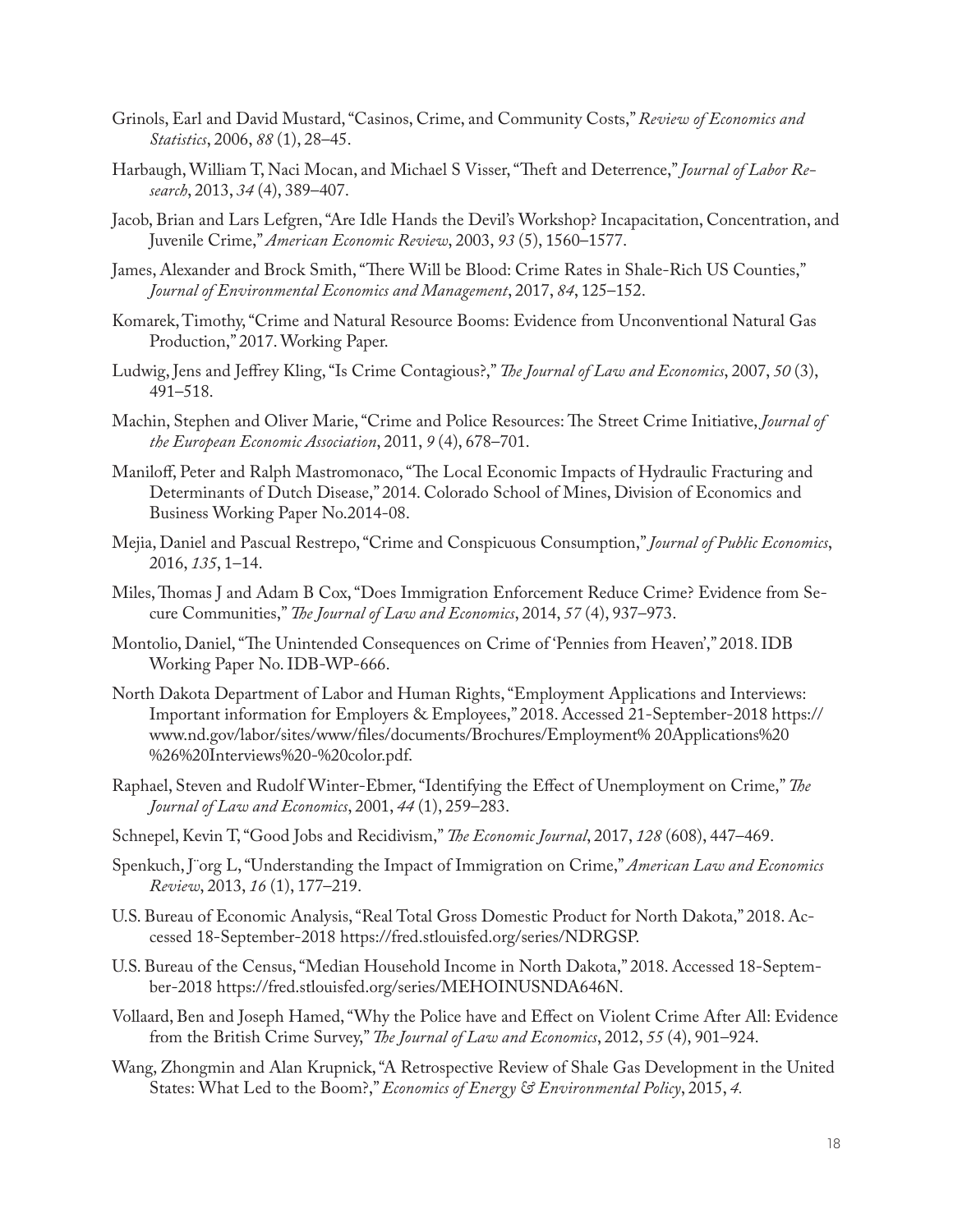Grinols, Earl and David Mustard, "Casinos, Crime, and Community Costs," *Review of Economics and Statistics*, 2006, *88* (1), 28–45.

Harbaugh, William T, Naci Mocan, and Michael S Visser, "Theft and Deterrence," *Journal of Labor Research*, 2013, *34* (4), 389–407.

Jacob, Brian and Lars Lefgren, "Are Idle Hands the Devil's Workshop? Incapacitation, Concentration, and Juvenile Crime," *American Economic Review*, 2003, *93* (5), 1560–1577.

James, Alexander and Brock Smith, "There Will be Blood: Crime Rates in Shale-Rich US Counties," *Journal of Environmental Economics and Management*, 2017, *84*, 125–152.

Komarek, Timothy, "Crime and Natural Resource Booms: Evidence from Unconventional Natural Gas Production," 2017. Working Paper.

Ludwig, Jens and Jeffrey Kling, "Is Crime Contagious?," *The Journal of Law and Economics*, 2007, *50* (3), 491–518.

Machin, Stephen and Oliver Marie, "Crime and Police Resources: The Street Crime Initiative, *Journal of the European Economic Association*, 2011, *9* (4), 678–701.

Maniloff, Peter and Ralph Mastromonaco, "The Local Economic Impacts of Hydraulic Fracturing and Determinants of Dutch Disease," 2014. Colorado School of Mines, Division of Economics and Business Working Paper No.2014-08.

Mejia, Daniel and Pascual Restrepo, "Crime and Conspicuous Consumption," *Journal of Public Economics*, 2016, *135*, 1–14.

Miles, Thomas J and Adam B Cox, "Does Immigration Enforcement Reduce Crime? Evidence from Secure Communities," *The Journal of Law and Economics*, 2014, *57* (4), 937–973.

Montolio, Daniel, "The Unintended Consequences on Crime of 'Pennies from Heaven'," 2018. IDB Working Paper No. IDB-WP-666.

North Dakota Department of Labor and Human Rights, "Employment Applications and Interviews: Important information for Employers & Employees," 2018. Accessed 21-September-2018 https://www.nd.gov/labor/sites/www/files/documents/Brochures/Employment% 20Applications%20 %26%20Interviews%20-%20color.pdf.

Raphael, Steven and Rudolf Winter-Ebmer, "Identifying the Effect of Unemployment on Crime," *The Journal of Law and Economics*, 2001, *44* (1), 259–283.

Schnepel, Kevin T, "Good Jobs and Recidivism," *The Economic Journal*, 2017, *128* (608), 447–469.

Spenkuch, Jörg L, "Understanding the Impact of Immigration on Crime," *American Law and Economics Review*, 2013, *16* (1), 177–219.

U.S. Bureau of Economic Analysis, "Real Total Gross Domestic Product for North Dakota," 2018. Accessed 18-September-2018 https://fred.stlouisfed.org/series/NDRGSP.

U.S. Bureau of the Census, "Median Household Income in North Dakota," 2018. Accessed 18-September-2018 https://fred.stlouisfed.org/series/MEHOINUSNDA646N.

Vollaard, Ben and Joseph Hamed, "Why the Police have and Effect on Violent Crime After All: Evidence from the British Crime Survey," *The Journal of Law and Economics*, 2012, *55* (4), 901–924.

Wang, Zhongmin and Alan Krupnick, "A Retrospective Review of Shale Gas Development in the United States: What Led to the Boom?," *Economics of Energy & Environmental Policy*, 2015, *4*.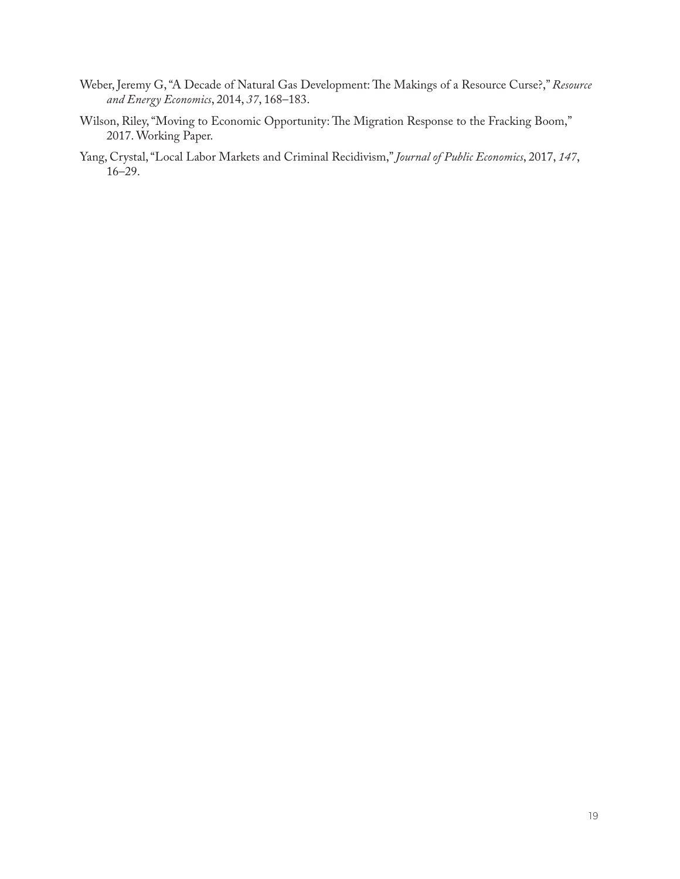Weber, Jeremy G, "A Decade of Natural Gas Development: The Makings of a Resource Curse?," *Resource and Energy Economics*, 2014, *37*, 168–183.

Wilson, Riley, "Moving to Economic Opportunity: The Migration Response to the Fracking Boom," 2017. Working Paper.

Yang, Crystal, "Local Labor Markets and Criminal Recidivism," *Journal of Public Economics*, 2017, *147*, 16–29.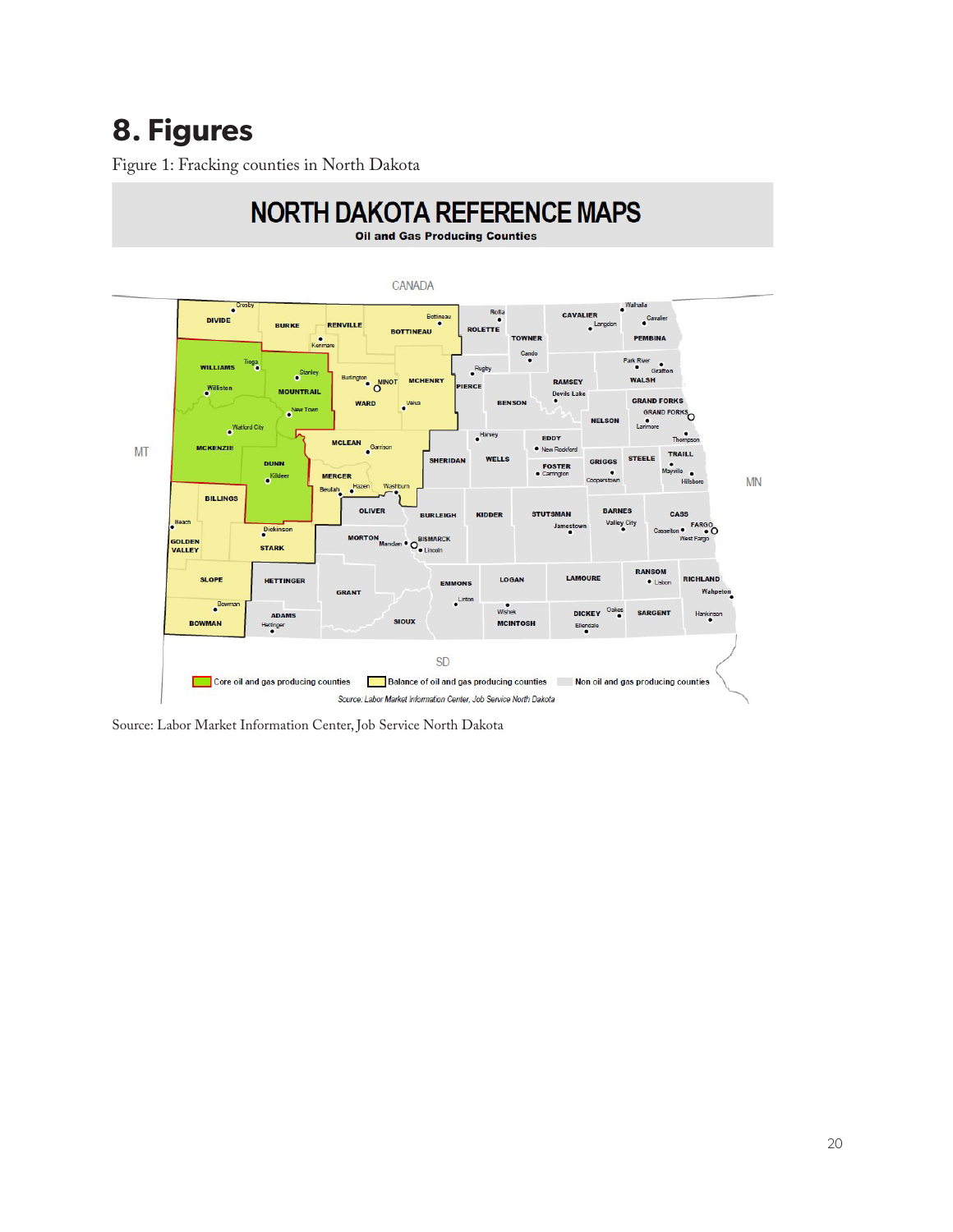# 8. Figures

Figure 1: Fracking counties in North Dakota

Source: Labor Market Information Center, Job Service North Dakota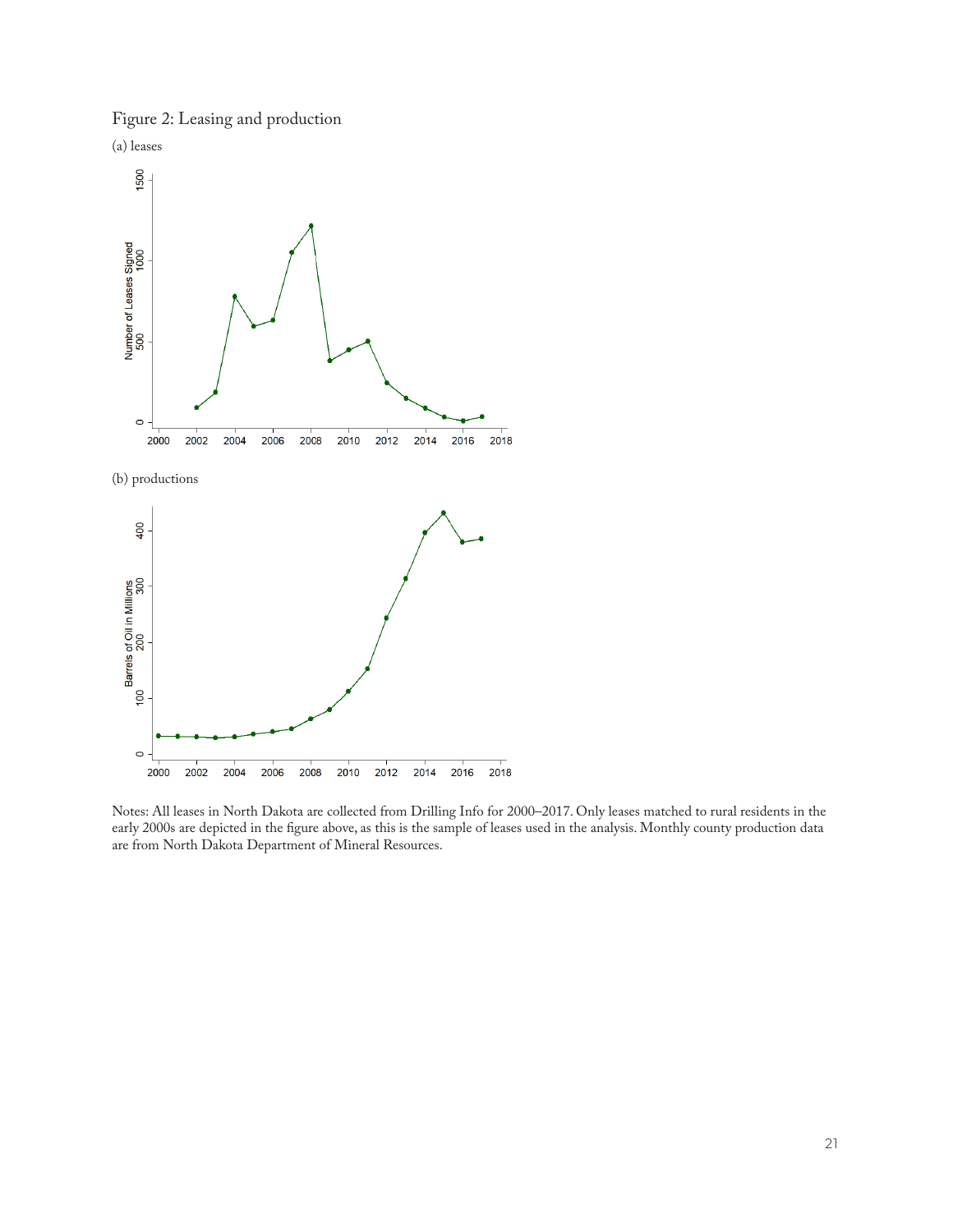Figure 2: Leasing and production

(a) leases

(b) productions

Notes: All leases in North Dakota are collected from Drilling Info for 2000–2017. Only leases matched to rural residents in the early 2000s are depicted in the figure above, as this is the sample of leases used in the analysis. Monthly county production data are from North Dakota Department of Mineral Resources.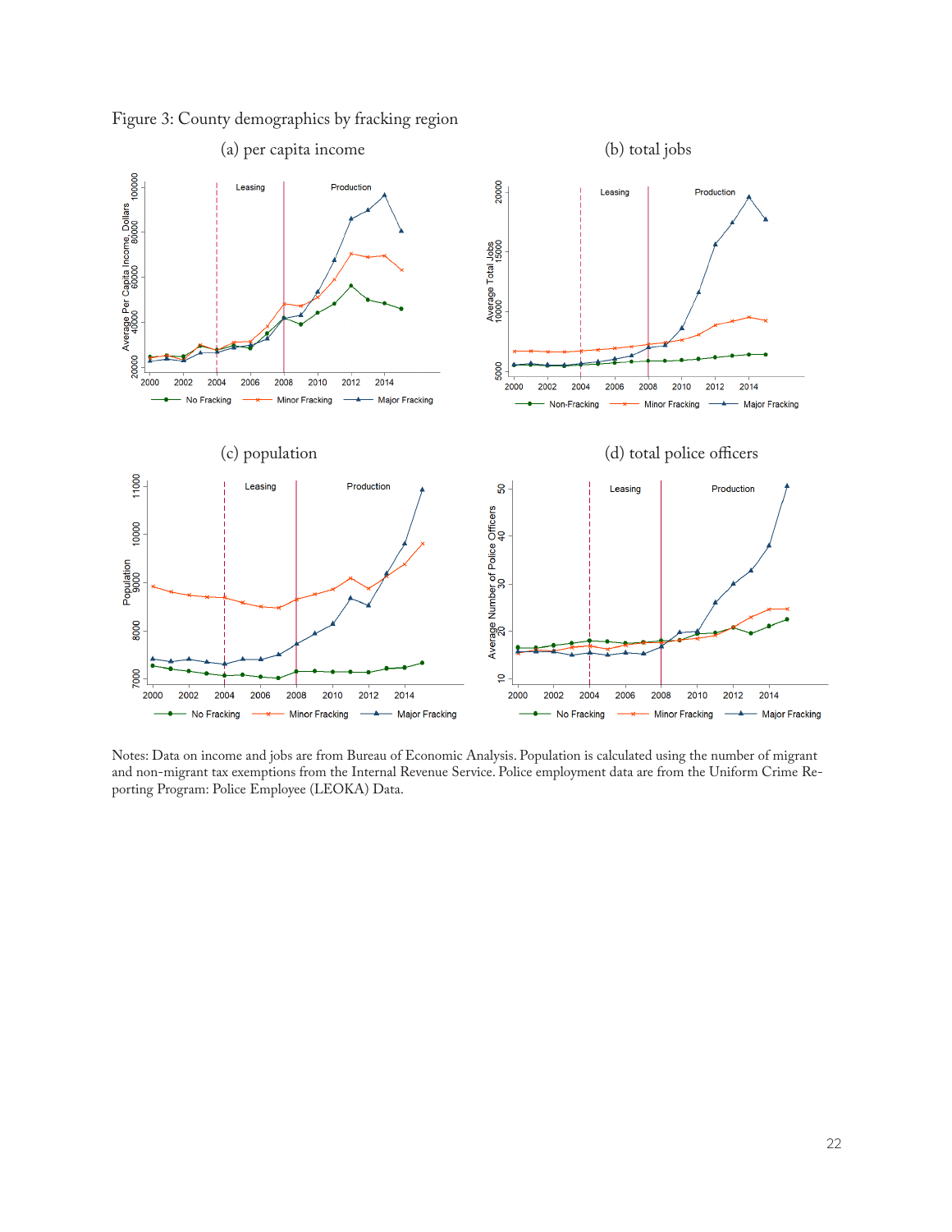Figure 3: County demographics by fracking region

(a) per capita income

(b) total jobs

(c) population

(d) total police officers

Notes: Data on income and jobs are from Bureau of Economic Analysis. Population is calculated using the number of migrant and non-migrant tax exemptions from the Internal Revenue Service. Police employment data are from the Uniform Crime Reporting Program: Police Employee (LEOKA) Data.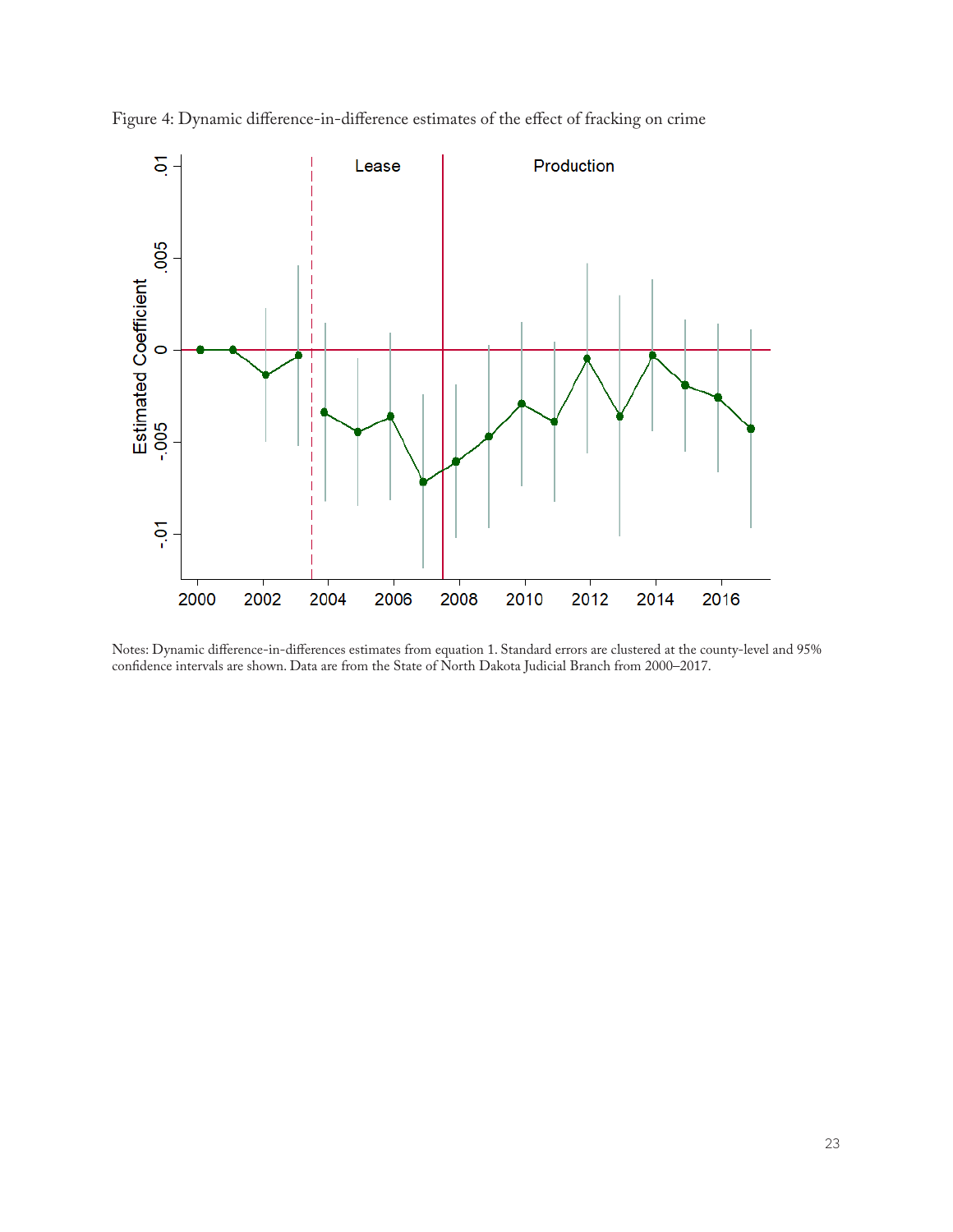Figure 4: Dynamic difference-in-difference estimates of the effect of fracking on crime

Notes: Dynamic difference-in-differences estimates from equation 1. Standard errors are clustered at the county-level and 95% confidence intervals are shown. Data are from the State of North Dakota Judicial Branch from 2000–2017.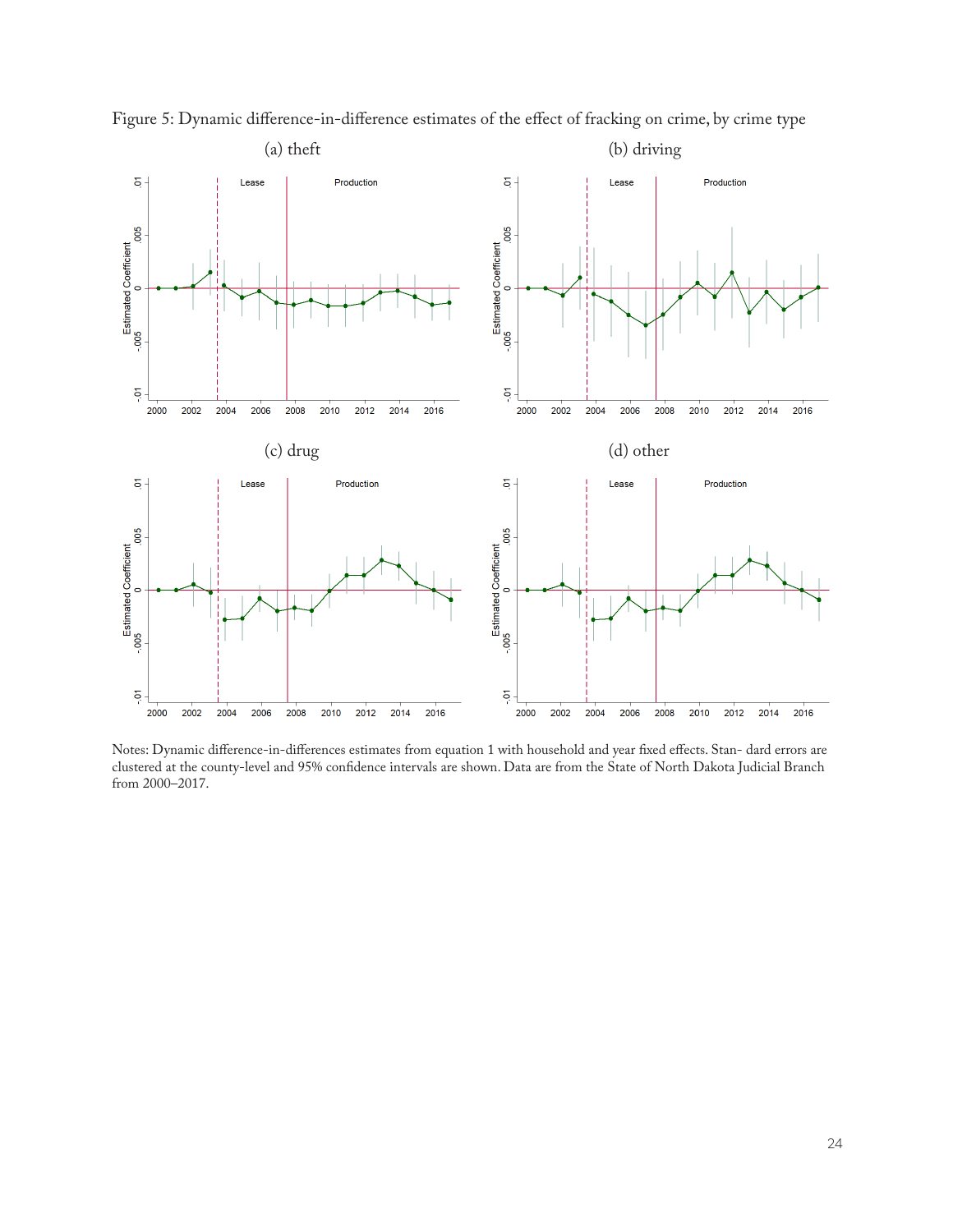Figure 5: Dynamic difference-in-difference estimates of the effect of fracking on crime, by crime type

(a) theft

(b) driving

(c) drug

(d) other

Notes: Dynamic difference-in-differences estimates from equation 1 with household and year fixed effects. Stan- dard errors are clustered at the county-level and 95% confidence intervals are shown. Data are from the State of North Dakota Judicial Branch from 2000–2017.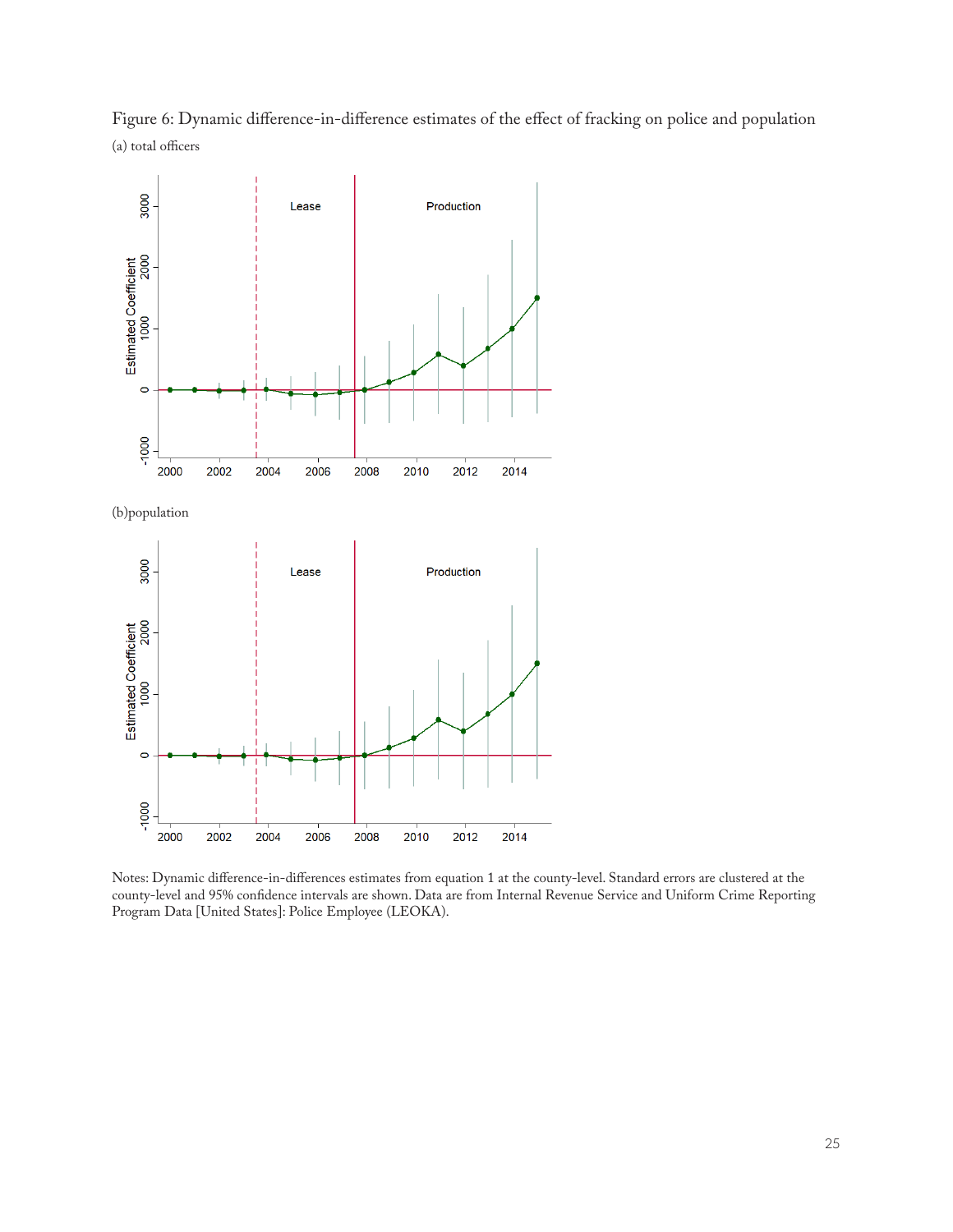Figure 6: Dynamic difference-in-difference estimates of the effect of fracking on police and population

(a) total officers

(b)population

Notes: Dynamic difference-in-differences estimates from equation 1 at the county-level. Standard errors are clustered at the county-level and 95% confidence intervals are shown. Data are from Internal Revenue Service and Uniform Crime Reporting Program Data [United States]: Police Employee (LEOKA).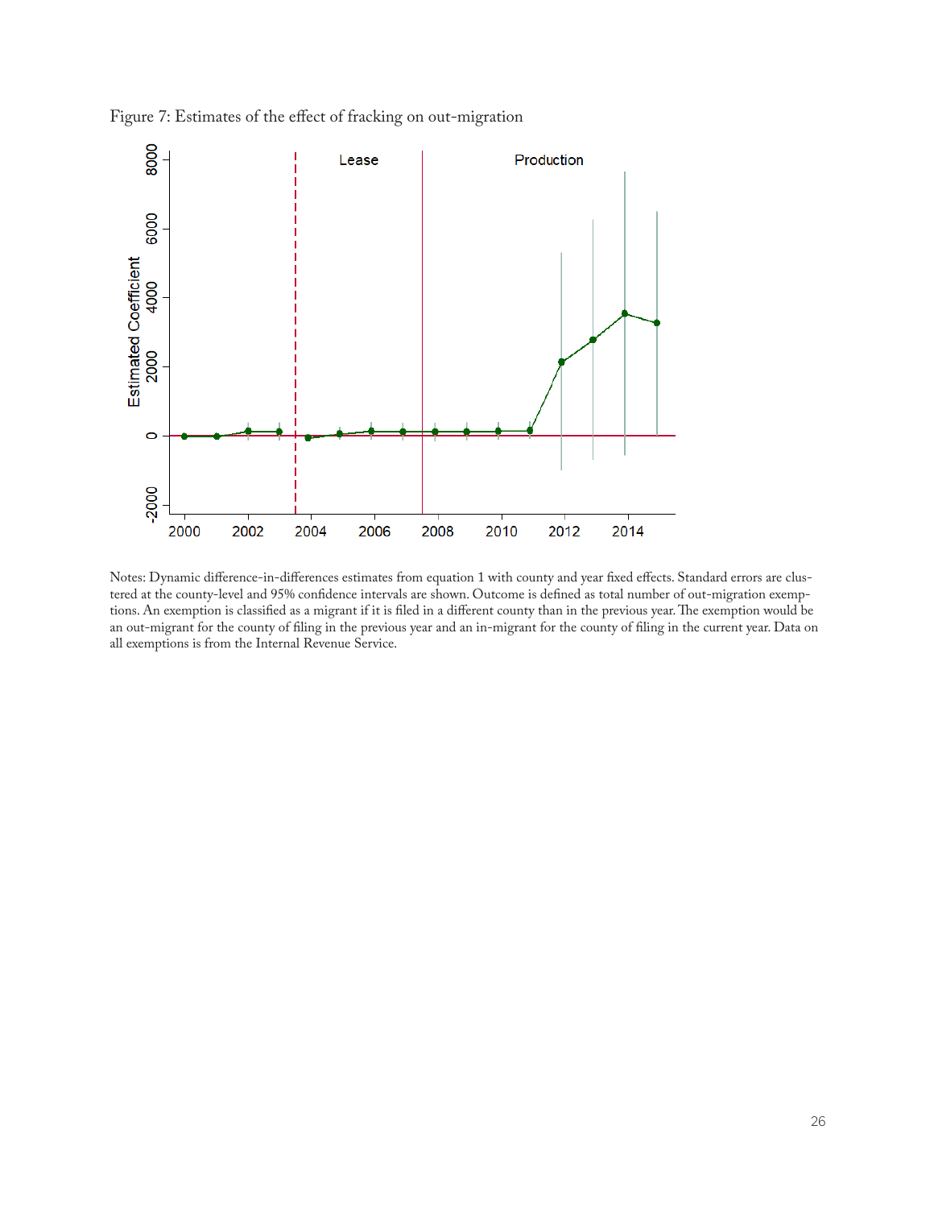Figure 7: Estimates of the effect of fracking on out-migration

Notes: Dynamic difference-in-differences estimates from equation 1 with county and year fixed effects. Standard errors are clustered at the county-level and 95% confidence intervals are shown. Outcome is defined as total number of out-migration exemptions. An exemption is classified as a migrant if it is filed in a different county than in the previous year. The exemption would be an out-migrant for the county of filing in the previous year and an in-migrant for the county of filing in the current year. Data on all exemptions is from the Internal Revenue Service.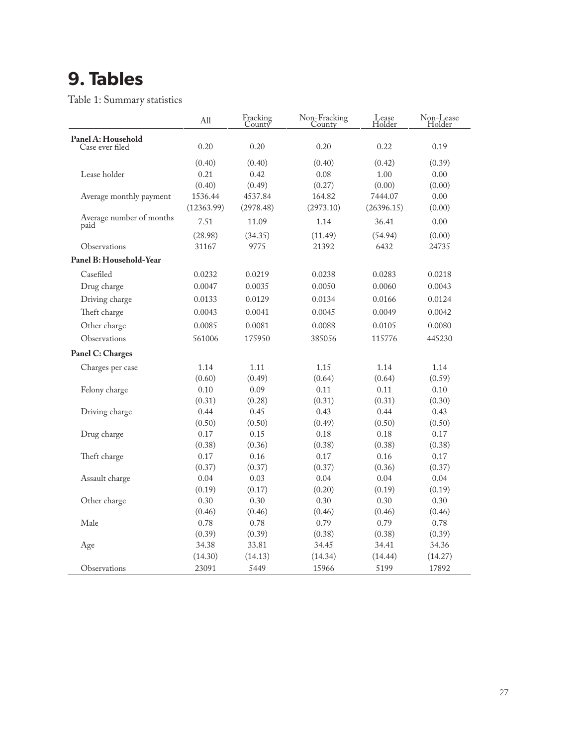# 9. Tables

Table 1: Summary statistics

| | All | Fracking County | Non-Fracking County | Lease Holder | Non-Lease Holder |
|---|---|---|---|---|---|
| **Panel A: Household** | | | | | |
| Case ever filed | 0.20 | 0.20 | 0.20 | 0.22 | 0.19 |
| | (0.40) | (0.40) | (0.40) | (0.42) | (0.39) |
| Lease holder | 0.21 | 0.42 | 0.08 | 1.00 | 0.00 |
| | (0.40) | (0.49) | (0.27) | (0.00) | (0.00) |
| Average monthly payment | 1536.44 | 4537.84 | 164.82 | 7444.07 | 0.00 |
| | (12363.99) | (2978.48) | (2973.10) | (26396.15) | (0.00) |
| Average number of months paid | 7.51 | 11.09 | 1.14 | 36.41 | 0.00 |
| | (28.98) | (34.35) | (11.49) | (54.94) | (0.00) |
| Observations | 31167 | 9775 | 21392 | 6432 | 24735 |
| **Panel B: Household-Year** | | | | | |
| Casefiled | 0.0232 | 0.0219 | 0.0238 | 0.0283 | 0.0218 |
| Drug charge | 0.0047 | 0.0035 | 0.0050 | 0.0060 | 0.0043 |
| Driving charge | 0.0133 | 0.0129 | 0.0134 | 0.0166 | 0.0124 |
| Theft charge | 0.0043 | 0.0041 | 0.0045 | 0.0049 | 0.0042 |
| Other charge | 0.0085 | 0.0081 | 0.0088 | 0.0105 | 0.0080 |
| Observations | 561006 | 175950 | 385056 | 115776 | 445230 |
| **Panel C: Charges** | | | | | |
| Charges per case | 1.14 | 1.11 | 1.15 | 1.14 | 1.14 |
| | (0.60) | (0.49) | (0.64) | (0.64) | (0.59) |
| Felony charge | 0.10 | 0.09 | 0.11 | 0.11 | 0.10 |
| | (0.31) | (0.28) | (0.31) | (0.31) | (0.30) |
| Driving charge | 0.44 | 0.45 | 0.43 | 0.44 | 0.43 |
| | (0.50) | (0.50) | (0.49) | (0.50) | (0.50) |
| Drug charge | 0.17 | 0.15 | 0.18 | 0.18 | 0.17 |
| | (0.38) | (0.36) | (0.38) | (0.38) | (0.38) |
| Theft charge | 0.17 | 0.16 | 0.17 | 0.16 | 0.17 |
| | (0.37) | (0.37) | (0.37) | (0.36) | (0.37) |
| Assault charge | 0.04 | 0.03 | 0.04 | 0.04 | 0.04 |
| | (0.19) | (0.17) | (0.20) | (0.19) | (0.19) |
| Other charge | 0.30 | 0.30 | 0.30 | 0.30 | 0.30 |
| | (0.46) | (0.46) | (0.46) | (0.46) | (0.46) |
| Male | 0.78 | 0.78 | 0.79 | 0.79 | 0.78 |
| | (0.39) | (0.39) | (0.38) | (0.38) | (0.39) |
| Age | 34.38 | 33.81 | 34.45 | 34.41 | 34.36 |
| | (14.30) | (14.13) | (14.34) | (14.44) | (14.27) |
| Observations | 23091 | 5449 | 15966 | 5199 | 17892 |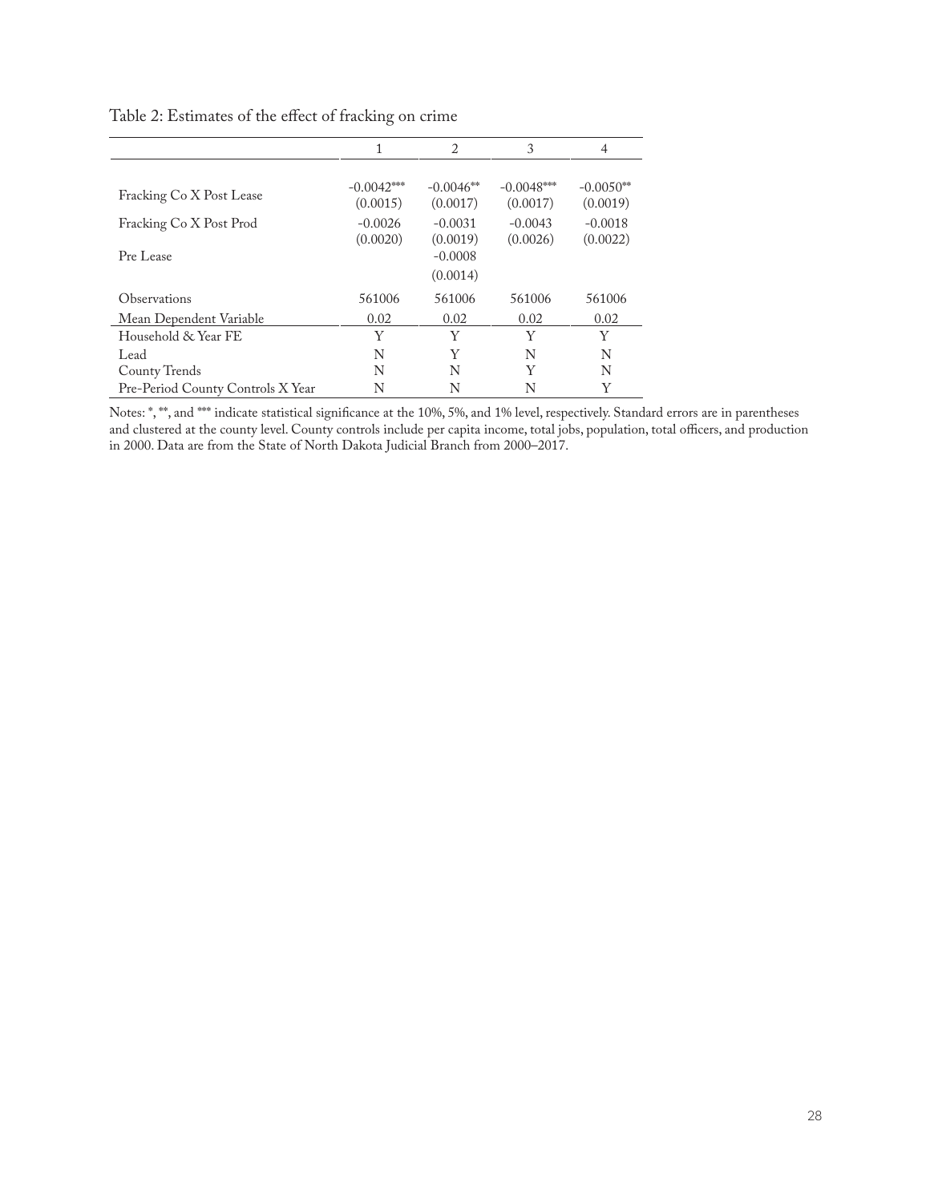Table 2: Estimates of the effect of fracking on crime

| | 1 | 2 | 3 | 4 |
|---|---|---|---|---|
| Fracking Co X Post Lease | −0.0042*** | −0.0046** | −0.0048*** | −0.0050** |
| | (0.0015) | (0.0017) | (0.0017) | (0.0019) |
| Fracking Co X Post Prod | −0.0026 | −0.0031 | −0.0043 | −0.0018 |
| | (0.0020) | (0.0019) | (0.0026) | (0.0022) |
| Pre Lease | | −0.0008 | | |
| | | (0.0014) | | |
| Observations | 561006 | 561006 | 561006 | 561006 |
| Mean Dependent Variable | 0.02 | 0.02 | 0.02 | 0.02 |
| Household & Year FE | Y | Y | Y | Y |
| Lead | N | Y | N | N |
| County Trends | N | N | Y | N |
| Pre-Period County Controls X Year | N | N | N | Y |

Notes: *, **, and *** indicate statistical significance at the 10%, 5%, and 1% level, respectively. Standard errors are in parentheses and clustered at the county level. County controls include per capita income, total jobs, population, total officers, and production in 2000. Data are from the State of North Dakota Judicial Branch from 2000–2017.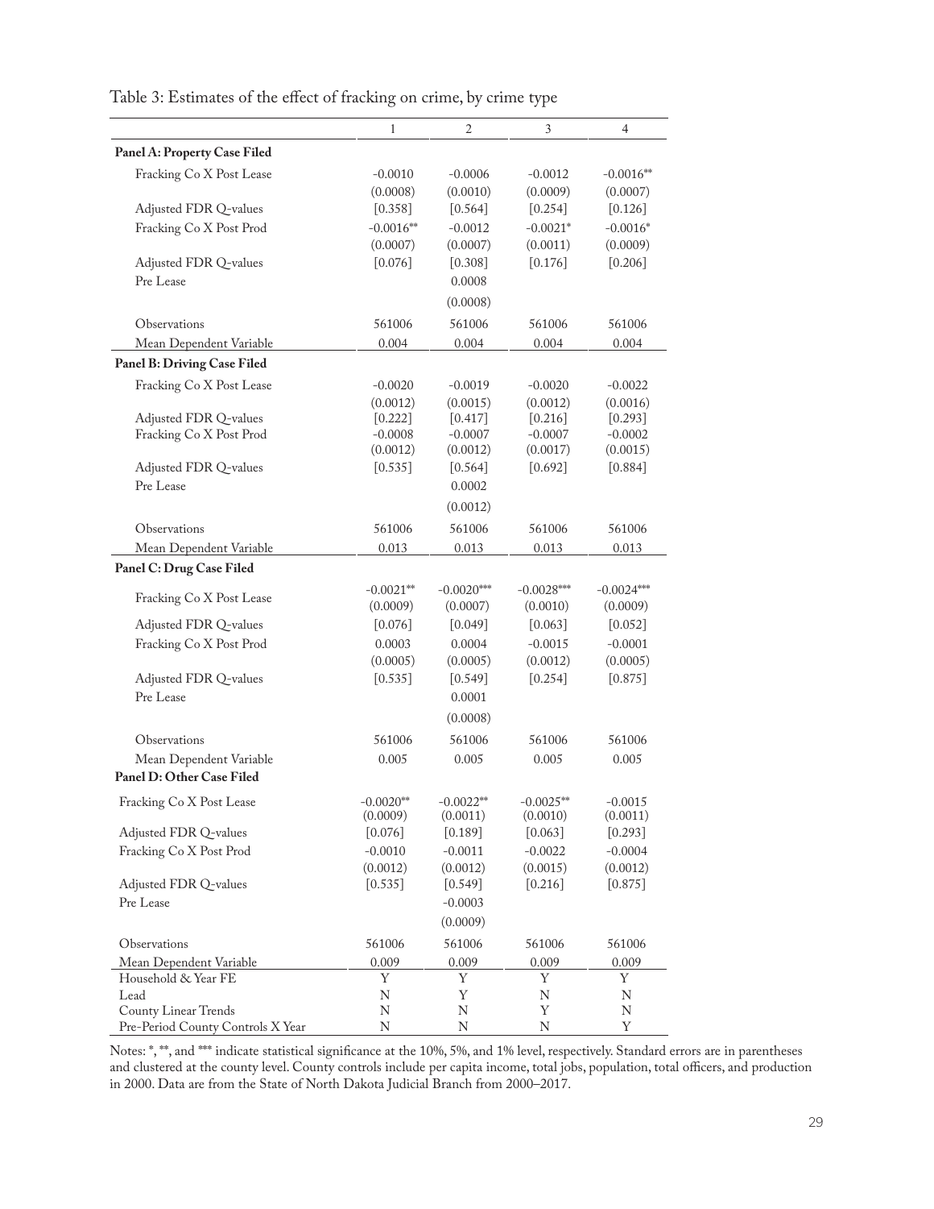Table 3: Estimates of the effect of fracking on crime, by crime type

| | 1 | 2 | 3 | 4 |
|---|---|---|---|---|
| **Panel A: Property Case Filed** | | | | |
| Fracking Co X Post Lease | −0.0010 | −0.0006 | −0.0012 | −0.0016** |
| | (0.0008) | (0.0010) | (0.0009) | (0.0007) |
| Adjusted FDR Q-values | [0.358] | [0.564] | [0.254] | [0.126] |
| Fracking Co X Post Prod | −0.0016** | −0.0012 | −0.0021* | −0.0016* |
| | (0.0007) | (0.0007) | (0.0011) | (0.0009) |
| Adjusted FDR Q-values | [0.076] | [0.308] | [0.176] | [0.206] |
| Pre Lease | | 0.0008 | | |
| | | (0.0008) | | |
| Observations | 561006 | 561006 | 561006 | 561006 |
| Mean Dependent Variable | 0.004 | 0.004 | 0.004 | 0.004 |
| **Panel B: Driving Case Filed** | | | | |
| Fracking Co X Post Lease | −0.0020 | −0.0019 | −0.0020 | −0.0022 |
| | (0.0012) | (0.0015) | (0.0012) | (0.0016) |
| Adjusted FDR Q-values | [0.222] | [0.417] | [0.216] | [0.293] |
| Fracking Co X Post Prod | −0.0008 | −0.0007 | −0.0007 | −0.0002 |
| | (0.0012) | (0.0012) | (0.0017) | (0.0015) |
| Adjusted FDR Q-values | [0.535] | [0.564] | [0.692] | [0.884] |
| Pre Lease | | 0.0002 | | |
| | | (0.0012) | | |
| Observations | 561006 | 561006 | 561006 | 561006 |
| Mean Dependent Variable | 0.013 | 0.013 | 0.013 | 0.013 |
| **Panel C: Drug Case Filed** | | | | |
| Fracking Co X Post Lease | −0.0021** | −0.0020*** | −0.0028*** | −0.0024*** |
| | (0.0009) | (0.0007) | (0.0010) | (0.0009) |
| Adjusted FDR Q-values | [0.076] | [0.049] | [0.063] | [0.052] |
| Fracking Co X Post Prod | 0.0003 | 0.0004 | −0.0015 | −0.0001 |
| | (0.0005) | (0.0005) | (0.0012) | (0.0005) |
| Adjusted FDR Q-values | [0.535] | [0.549] | [0.254] | [0.875] |
| Pre Lease | | 0.0001 | | |
| | | (0.0008) | | |
| Observations | 561006 | 561006 | 561006 | 561006 |
| Mean Dependent Variable | 0.005 | 0.005 | 0.005 | 0.005 |
| **Panel D: Other Case Filed** | | | | |
| Fracking Co X Post Lease | −0.0020** | −0.0022** | −0.0025** | −0.0015 |
| | (0.0009) | (0.0011) | (0.0010) | (0.0011) |
| Adjusted FDR Q-values | [0.076] | [0.189] | [0.063] | [0.293] |
| Fracking Co X Post Prod | −0.0010 | −0.0011 | −0.0022 | −0.0004 |
| | (0.0012) | (0.0012) | (0.0015) | (0.0012) |
| Adjusted FDR Q-values | [0.535] | [0.549] | [0.216] | [0.875] |
| Pre Lease | | −0.0003 | | |
| | | (0.0009) | | |
| Observations | 561006 | 561006 | 561006 | 561006 |
| Mean Dependent Variable | 0.009 | 0.009 | 0.009 | 0.009 |
| Household & Year FE | Y | Y | Y | Y |
| Lead | N | Y | N | N |
| County Linear Trends | N | N | Y | N |
| Pre-Period County Controls X Year | N | N | N | Y |

Notes: *, **, and *** indicate statistical significance at the 10%, 5%, and 1% level, respectively. Standard errors are in parentheses and clustered at the county level. County controls include per capita income, total jobs, population, total officers, and production in 2000. Data are from the State of North Dakota Judicial Branch from 2000–2017.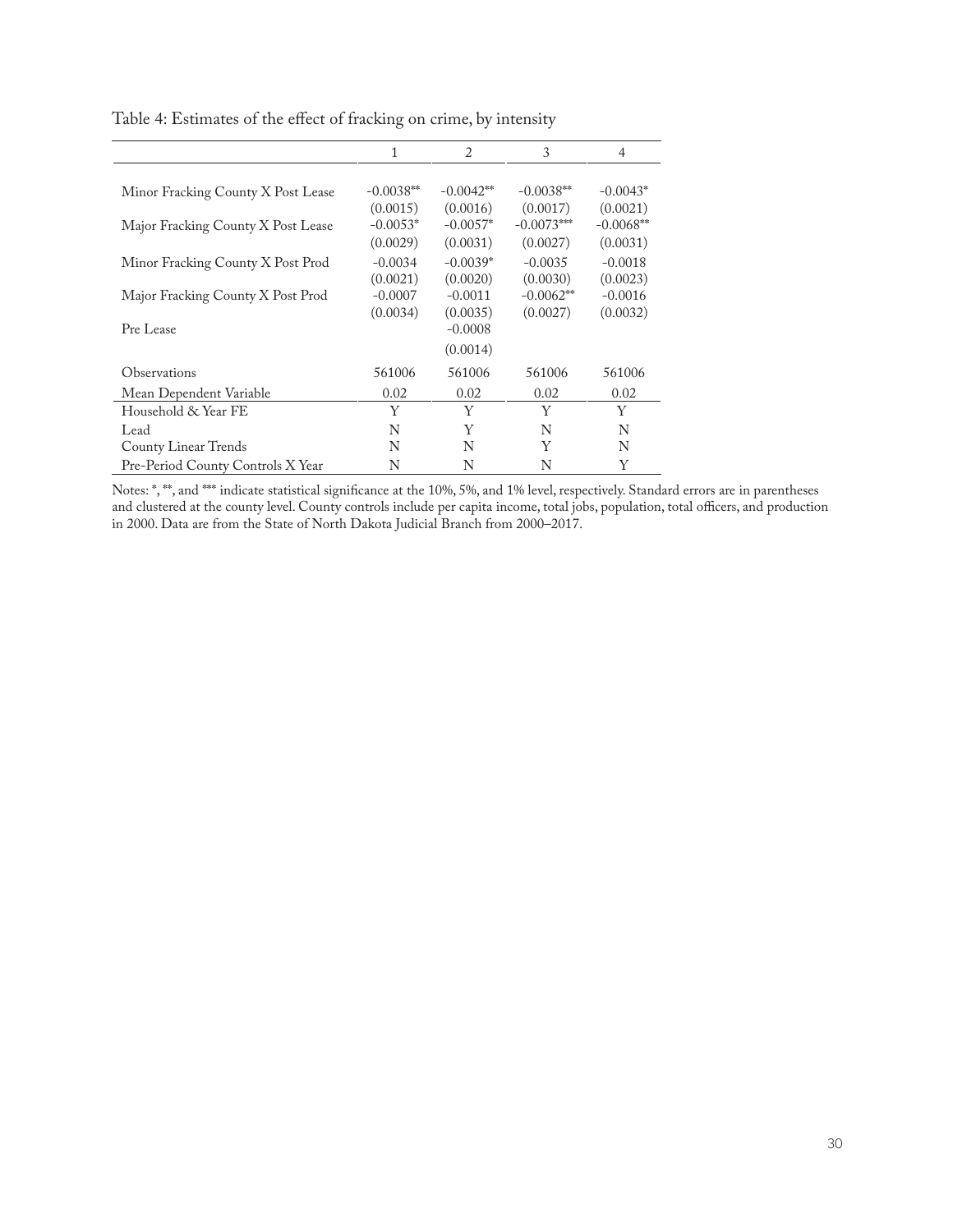Table 4: Estimates of the effect of fracking on crime, by intensity

| | 1 | 2 | 3 | 4 |
|---|---|---|---|---|
| Minor Fracking County X Post Lease | −0.0038** | −0.0042** | −0.0038** | −0.0043* |
| | (0.0015) | (0.0016) | (0.0017) | (0.0021) |
| Major Fracking County X Post Lease | −0.0053* | −0.0057* | −0.0073*** | −0.0068** |
| | (0.0029) | (0.0031) | (0.0027) | (0.0031) |
| Minor Fracking County X Post Prod | −0.0034 | −0.0039* | −0.0035 | −0.0018 |
| | (0.0021) | (0.0020) | (0.0030) | (0.0023) |
| Major Fracking County X Post Prod | −0.0007 | −0.0011 | −0.0062** | −0.0016 |
| | (0.0034) | (0.0035) | (0.0027) | (0.0032) |
| Pre Lease | | −0.0008 | | |
| | | (0.0014) | | |
| Observations | 561006 | 561006 | 561006 | 561006 |
| Mean Dependent Variable | 0.02 | 0.02 | 0.02 | 0.02 |
| Household & Year FE | Y | Y | Y | Y |
| Lead | N | Y | N | N |
| County Linear Trends | N | N | Y | N |
| Pre-Period County Controls X Year | N | N | N | Y |

Notes: *, **, and *** indicate statistical significance at the 10%, 5%, and 1% level, respectively. Standard errors are in parentheses and clustered at the county level. County controls include per capita income, total jobs, population, total officers, and production in 2000. Data are from the State of North Dakota Judicial Branch from 2000–2017.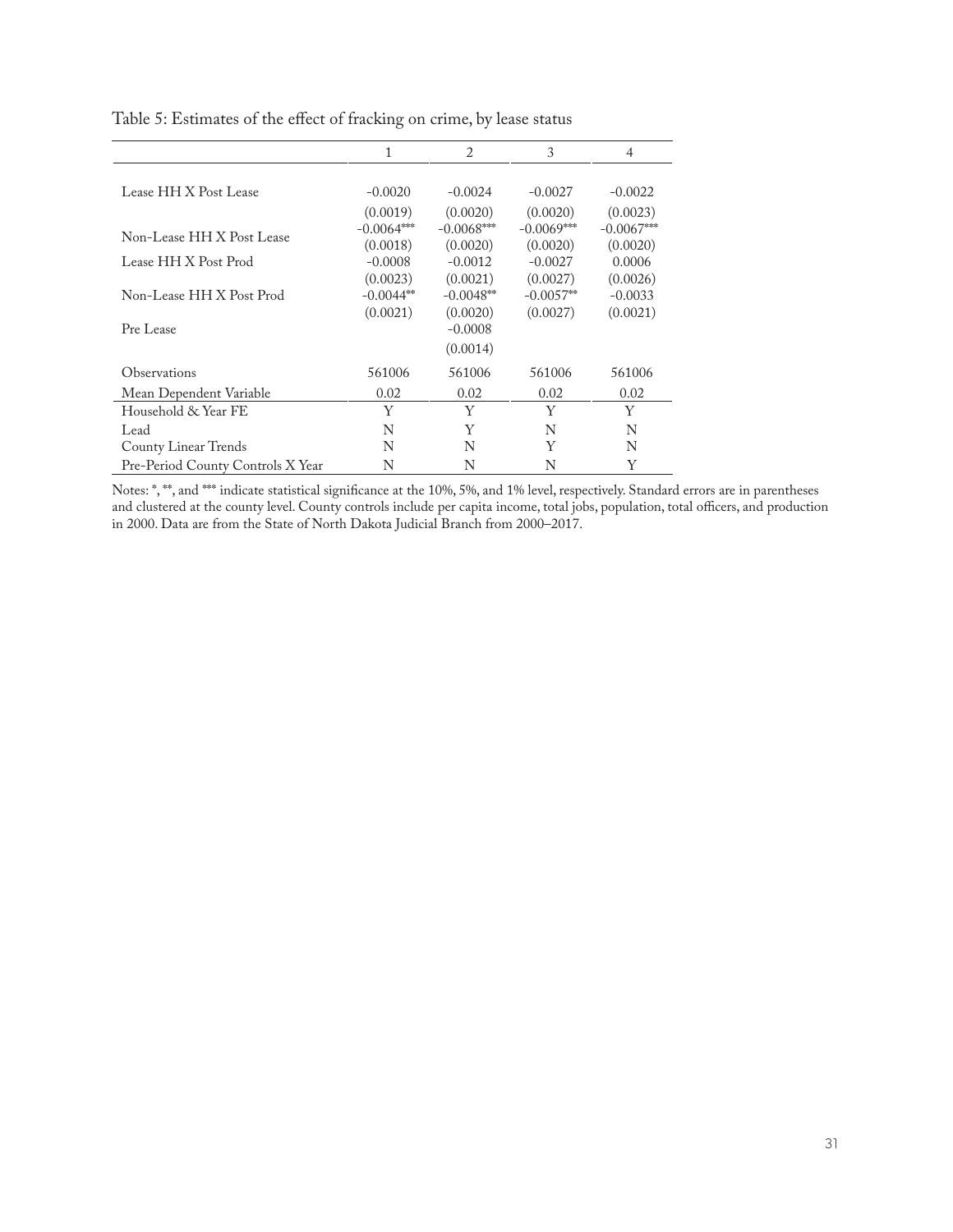Table 5: Estimates of the effect of fracking on crime, by lease status

| | 1 | 2 | 3 | 4 |
|---|---|---|---|---|
| Lease HH X Post Lease | −0.0020 | −0.0024 | −0.0027 | −0.0022 |
| | (0.0019) | (0.0020) | (0.0020) | (0.0023) |
| Non-Lease HH X Post Lease | −0.0064*** | −0.0068*** | −0.0069*** | −0.0067*** |
| | (0.0018) | (0.0020) | (0.0020) | (0.0020) |
| Lease HH X Post Prod | −0.0008 | −0.0012 | −0.0027 | 0.0006 |
| | (0.0023) | (0.0021) | (0.0027) | (0.0026) |
| Non-Lease HH X Post Prod | −0.0044** | −0.0048** | −0.0057** | −0.0033 |
| | (0.0021) | (0.0020) | (0.0027) | (0.0021) |
| Pre Lease | | −0.0008 | | |
| | | (0.0014) | | |
| Observations | 561006 | 561006 | 561006 | 561006 |
| Mean Dependent Variable | 0.02 | 0.02 | 0.02 | 0.02 |
| Household & Year FE | Y | Y | Y | Y |
| Lead | N | Y | N | N |
| County Linear Trends | N | N | Y | N |
| Pre-Period County Controls X Year | N | N | N | Y |

Notes: *, **, and *** indicate statistical significance at the 10%, 5%, and 1% level, respectively. Standard errors are in parentheses and clustered at the county level. County controls include per capita income, total jobs, population, total officers, and production in 2000. Data are from the State of North Dakota Judicial Branch from 2000–2017.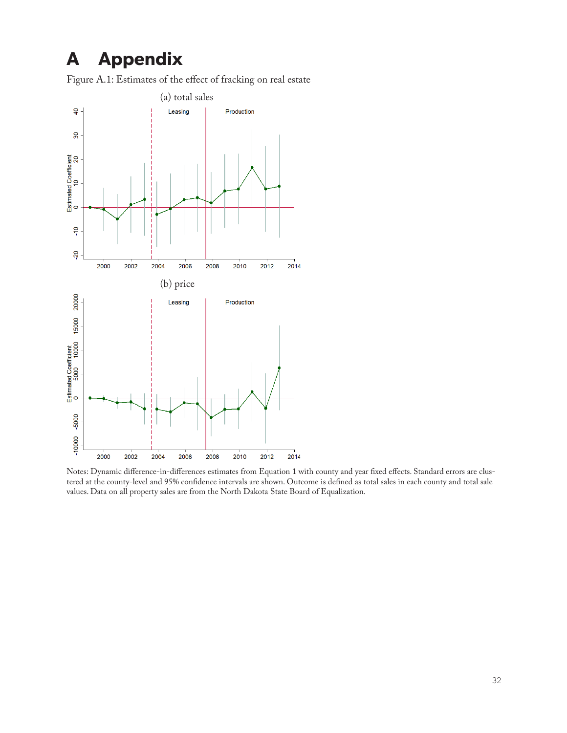# A Appendix

Figure A.1: Estimates of the effect of fracking on real estate

(a) total sales

(b) price

Notes: Dynamic difference-in-differences estimates from Equation 1 with county and year fixed effects. Standard errors are clustered at the county-level and 95% confidence intervals are shown. Outcome is defined as total sales in each county and total sale values. Data on all property sales are from the North Dakota State Board of Equalization.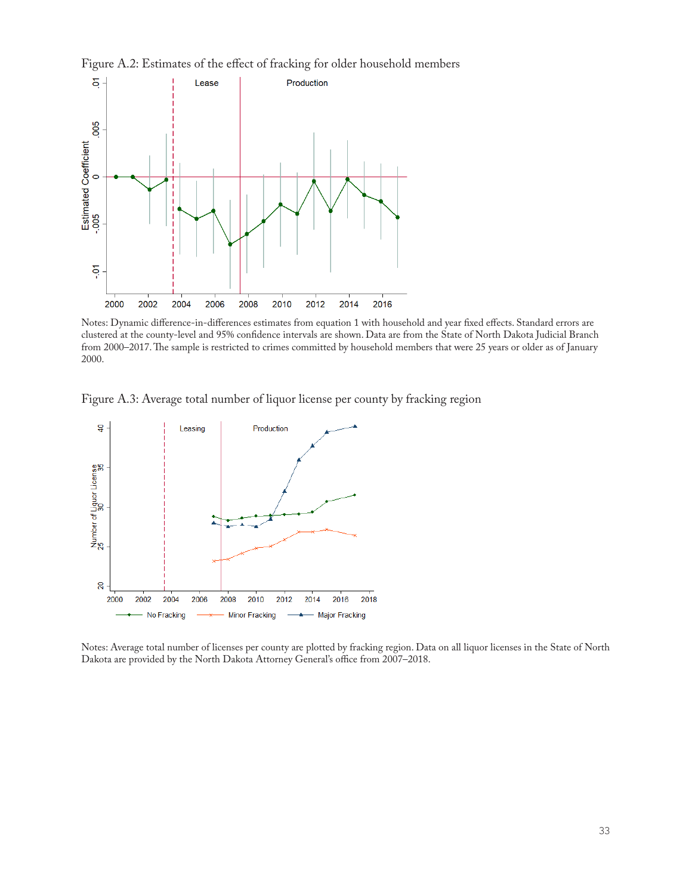Figure A.2: Estimates of the effect of fracking for older household members

Notes: Dynamic difference-in-differences estimates from equation 1 with household and year fixed effects. Standard errors are clustered at the county-level and 95% confidence intervals are shown. Data are from the State of North Dakota Judicial Branch from 2000–2017. The sample is restricted to crimes committed by household members that were 25 years or older as of January 2000.

Figure A.3: Average total number of liquor license per county by fracking region

Notes: Average total number of licenses per county are plotted by fracking region. Data on all liquor licenses in the State of North Dakota are provided by the North Dakota Attorney General's office from 2007–2018.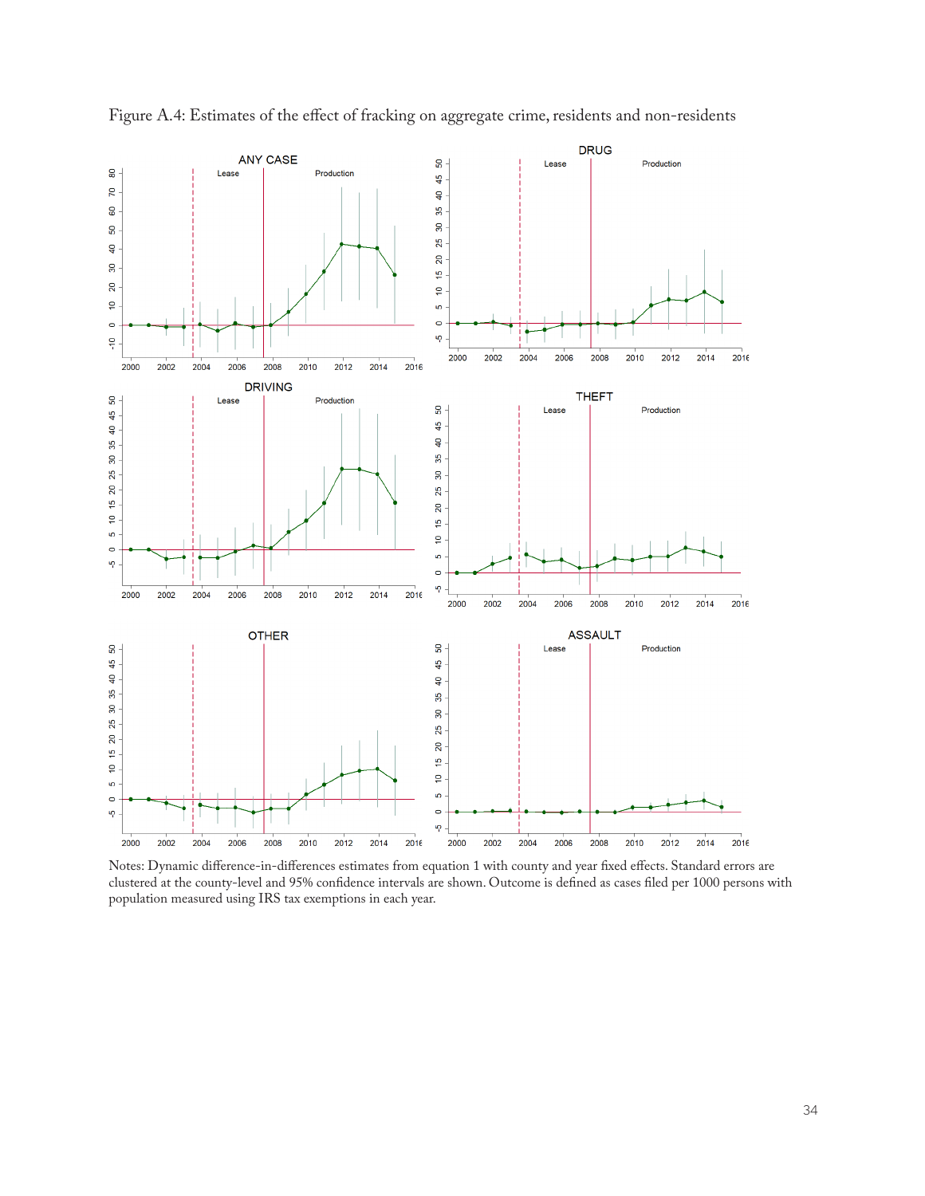Figure A.4: Estimates of the effect of fracking on aggregate crime, residents and non-residents

Notes: Dynamic difference-in-differences estimates from equation 1 with county and year fixed effects. Standard errors are clustered at the county-level and 95% confidence intervals are shown. Outcome is defined as cases filed per 1000 persons with population measured using IRS tax exemptions in each year.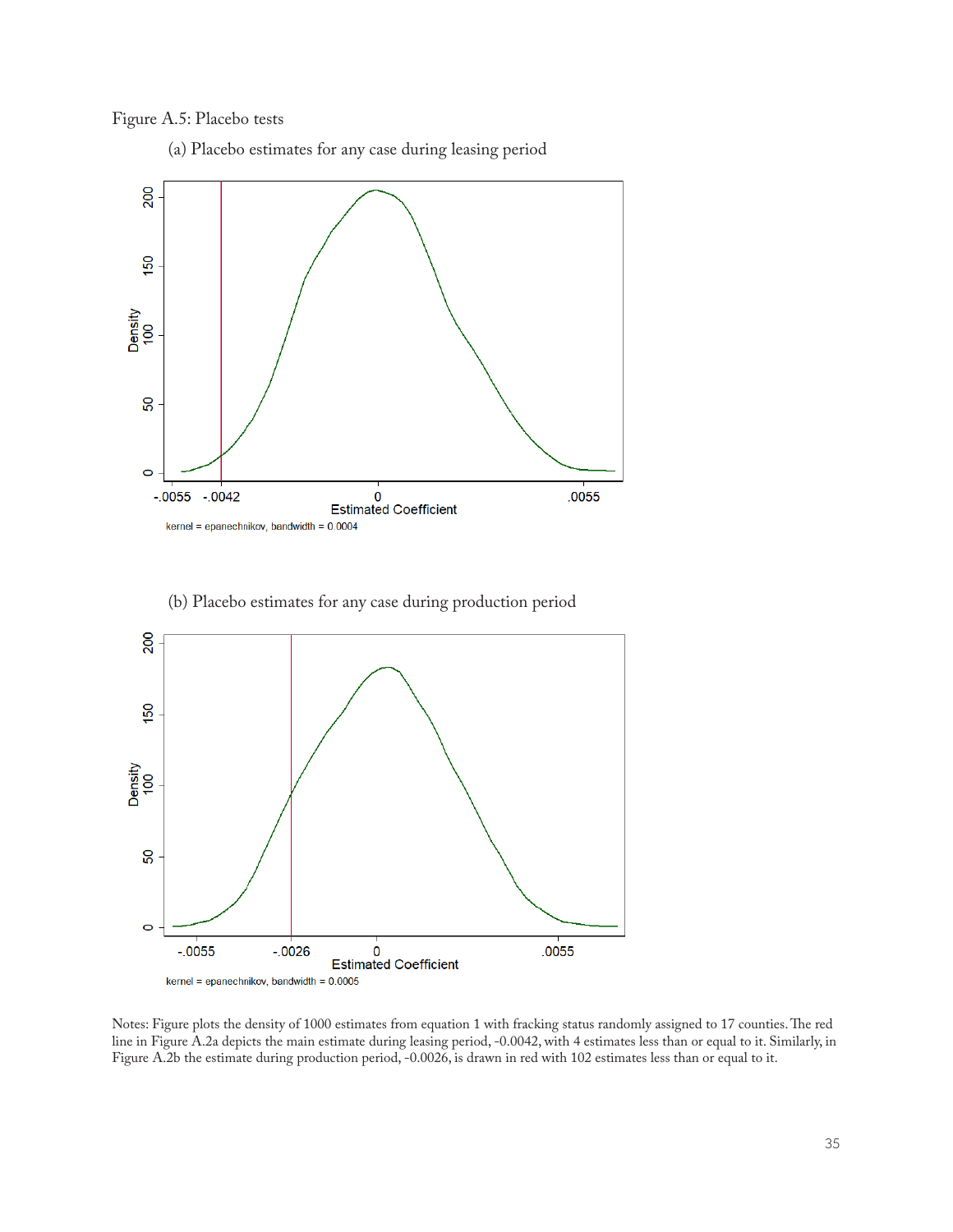Figure A.5: Placebo tests

(a) Placebo estimates for any case during leasing period

(b) Placebo estimates for any case during production period

Notes: Figure plots the density of 1000 estimates from equation 1 with fracking status randomly assigned to 17 counties. The red line in Figure A.2a depicts the main estimate during leasing period, -0.0042, with 4 estimates less than or equal to it. Similarly, in Figure A.2b the estimate during production period, -0.0026, is drawn in red with 102 estimates less than or equal to it.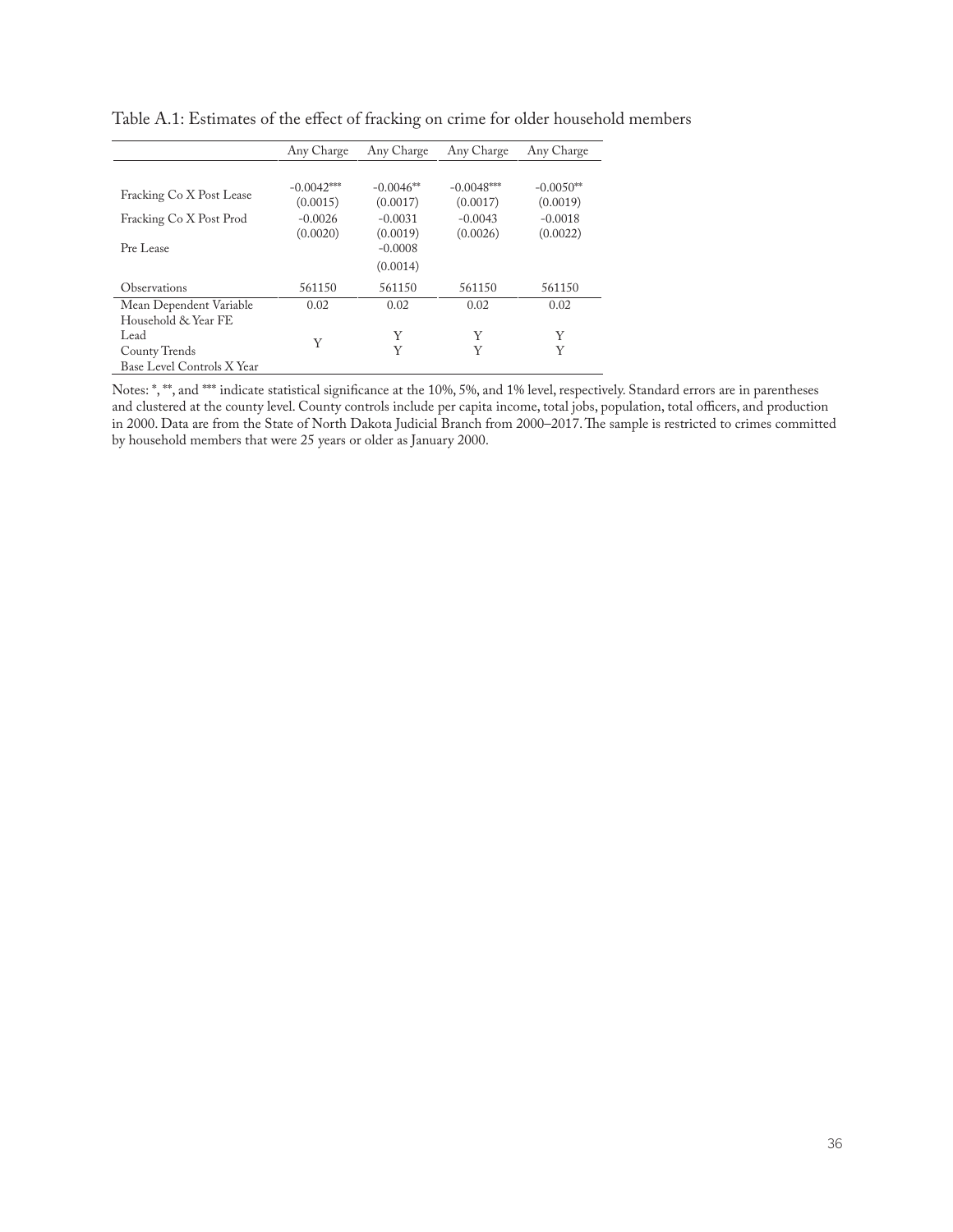Table A.1: Estimates of the effect of fracking on crime for older household members

| | Any Charge | Any Charge | Any Charge | Any Charge |
|---|---|---|---|---|
| Fracking Co X Post Lease | −0.0042*** | −0.0046** | −0.0048*** | −0.0050** |
| | (0.0015) | (0.0017) | (0.0017) | (0.0019) |
| Fracking Co X Post Prod | −0.0026 | −0.0031 | −0.0043 | −0.0018 |
| | (0.0020) | (0.0019) | (0.0026) | (0.0022) |
| Pre Lease | | −0.0008 | | |
| | | (0.0014) | | |
| Observations | 561150 | 561150 | 561150 | 561150 |
| Mean Dependent Variable | 0.02 | 0.02 | 0.02 | 0.02 |
| Household & Year FE | Y | | | |
| Lead | | Y | Y | Y |
| County Trends | | Y | Y | Y |
| Base Level Controls X Year | | | | |

Notes: *, **, and *** indicate statistical significance at the 10%, 5%, and 1% level, respectively. Standard errors are in parentheses and clustered at the county level. County controls include per capita income, total jobs, population, total officers, and production in 2000. Data are from the State of North Dakota Judicial Branch from 2000–2017. The sample is restricted to crimes committed by household members that were 25 years or older as January 2000.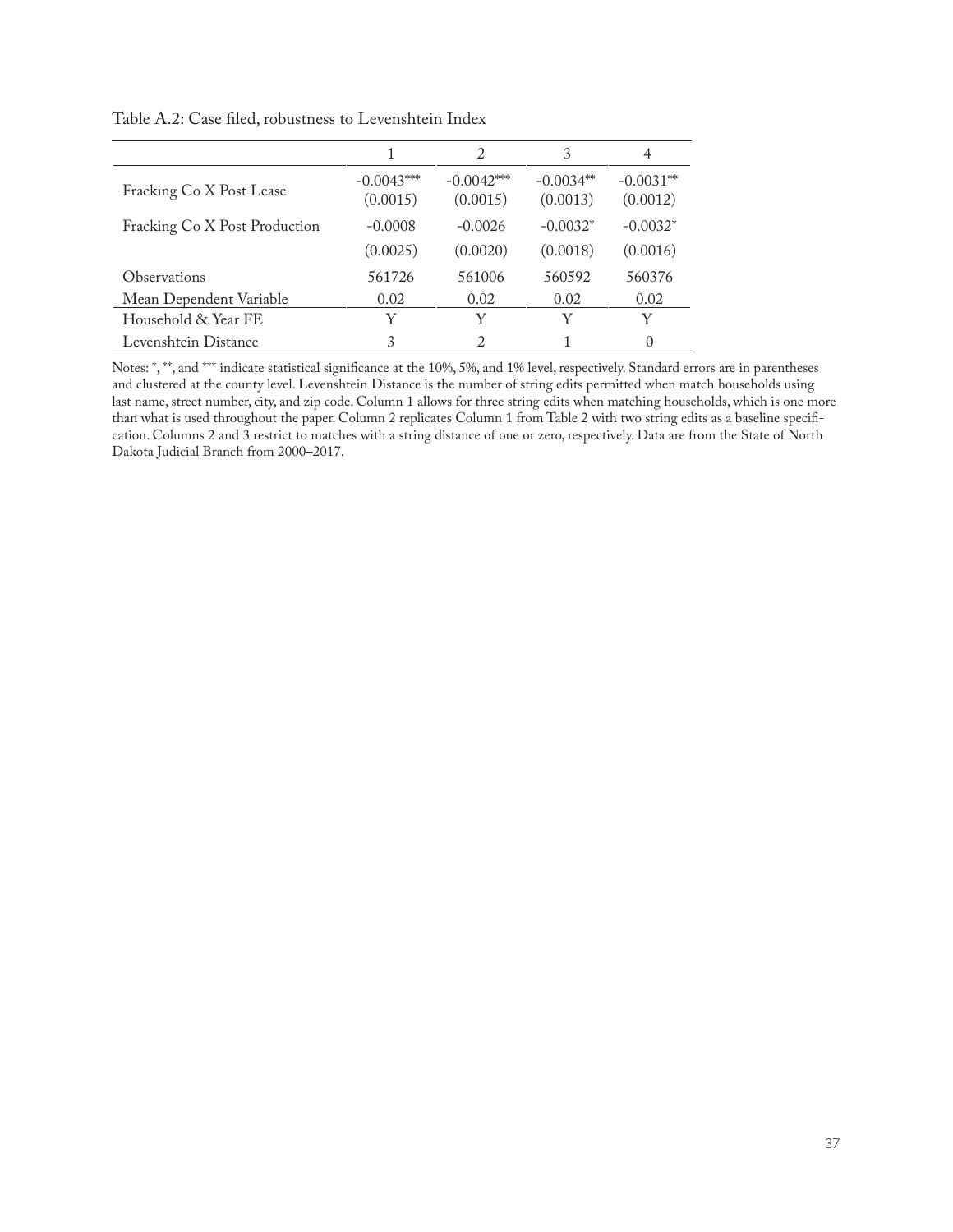Table A.2: Case filed, robustness to Levenshtein Index

| | 1 | 2 | 3 | 4 |
|---|---|---|---|---|
| Fracking Co X Post Lease | -0.0043*** | -0.0042*** | -0.0034** | -0.0031** |
| | (0.0015) | (0.0015) | (0.0013) | (0.0012) |
| Fracking Co X Post Production | -0.0008 | -0.0026 | -0.0032* | -0.0032* |
| | (0.0025) | (0.0020) | (0.0018) | (0.0016) |
| Observations | 561726 | 561006 | 560592 | 560376 |
| Mean Dependent Variable | 0.02 | 0.02 | 0.02 | 0.02 |
| Household & Year FE | Y | Y | Y | Y |
| Levenshtein Distance | 3 | 2 | 1 | 0 |

Notes: *, **, and *** indicate statistical significance at the 10%, 5%, and 1% level, respectively. Standard errors are in parentheses and clustered at the county level. Levenshtein Distance is the number of string edits permitted when match households using last name, street number, city, and zip code. Column 1 allows for three string edits when matching households, which is one more than what is used throughout the paper. Column 2 replicates Column 1 from Table 2 with two string edits as a baseline specification. Columns 2 and 3 restrict to matches with a string distance of one or zero, respectively. Data are from the State of North Dakota Judicial Branch from 2000–2017.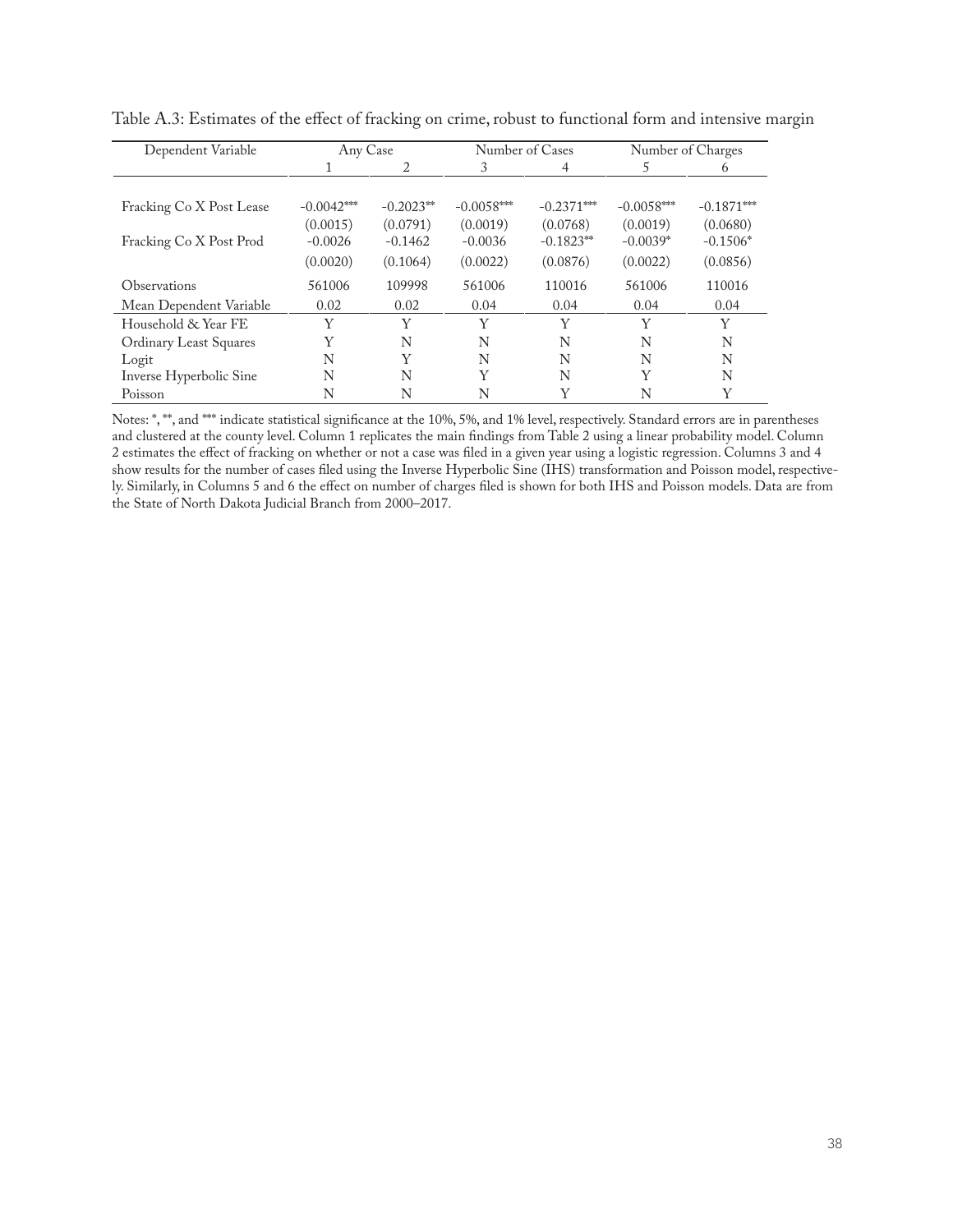Table A.3: Estimates of the effect of fracking on crime, robust to functional form and intensive margin

| Dependent Variable | Any Case | | Number of Cases | | Number of Charges | |
|---|---|---|---|---|---|---|
| | 1 | 2 | 3 | 4 | 5 | 6 |
| Fracking Co X Post Lease | −0.0042*** | −0.2023** | −0.0058*** | −0.2371*** | −0.0058*** | −0.1871*** |
| | (0.0015) | (0.0791) | (0.0019) | (0.0768) | (0.0019) | (0.0680) |
| Fracking Co X Post Prod | −0.0026 | −0.1462 | −0.0036 | −0.1823** | −0.0039* | −0.1506* |
| | (0.0020) | (0.1064) | (0.0022) | (0.0876) | (0.0022) | (0.0856) |
| Observations | 561006 | 109998 | 561006 | 110016 | 561006 | 110016 |
| Mean Dependent Variable | 0.02 | 0.02 | 0.04 | 0.04 | 0.04 | 0.04 |
| Household & Year FE | Y | Y | Y | Y | Y | Y |
| Ordinary Least Squares | Y | N | N | N | N | N |
| Logit | N | Y | N | N | N | N |
| Inverse Hyperbolic Sine | N | N | Y | N | Y | N |
| Poisson | N | N | N | Y | N | Y |

Notes: *, **, and *** indicate statistical significance at the 10%, 5%, and 1% level, respectively. Standard errors are in parentheses and clustered at the county level. Column 1 replicates the main findings from Table 2 using a linear probability model. Column 2 estimates the effect of fracking on whether or not a case was filed in a given year using a logistic regression. Columns 3 and 4 show results for the number of cases filed using the Inverse Hyperbolic Sine (IHS) transformation and Poisson model, respectively. Similarly, in Columns 5 and 6 the effect on number of charges filed is shown for both IHS and Poisson models. Data are from the State of North Dakota Judicial Branch from 2000–2017.